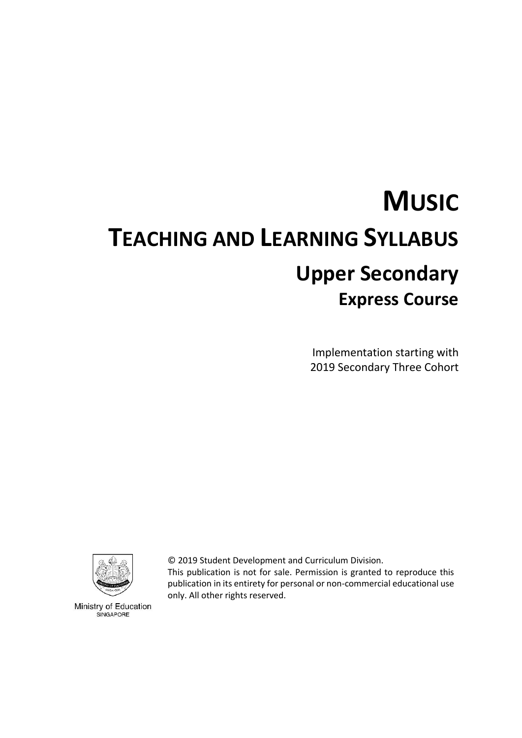# MUSIC

# TEACHING AND LEARNING SYLLABUS

## Upper Secondary

### Express Course

Implementation starting with
2019 Secondary Three Cohort

Ministry of Education
SINGAPORE

© 2019 Student Development and Curriculum Division.
This publication is not for sale. Permission is granted to reproduce this publication in its entirety for personal or non-commercial educational use only. All other rights reserved.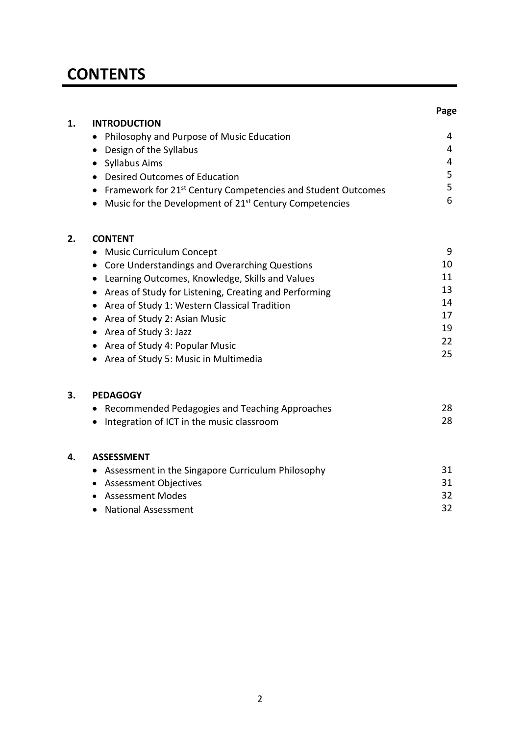# CONTENTS

| | | Page |
|---|---|---|
| **1.** | **INTRODUCTION** | |
| | • Philosophy and Purpose of Music Education | 4 |
| | • Design of the Syllabus | 4 |
| | • Syllabus Aims | 4 |
| | • Desired Outcomes of Education | 5 |
| | • Framework for 21st Century Competencies and Student Outcomes | 5 |
| | • Music for the Development of 21st Century Competencies | 6 |
| **2.** | **CONTENT** | |
| | • Music Curriculum Concept | 9 |
| | • Core Understandings and Overarching Questions | 10 |
| | • Learning Outcomes, Knowledge, Skills and Values | 11 |
| | • Areas of Study for Listening, Creating and Performing | 13 |
| | • Area of Study 1: Western Classical Tradition | 14 |
| | • Area of Study 2: Asian Music | 17 |
| | • Area of Study 3: Jazz | 19 |
| | • Area of Study 4: Popular Music | 22 |
| | • Area of Study 5: Music in Multimedia | 25 |
| **3.** | **PEDAGOGY** | |
| | • Recommended Pedagogies and Teaching Approaches | 28 |
| | • Integration of ICT in the music classroom | 28 |
| **4.** | **ASSESSMENT** | |
| | • Assessment in the Singapore Curriculum Philosophy | 31 |
| | • Assessment Objectives | 31 |
| | • Assessment Modes | 32 |
| | • National Assessment | 32 |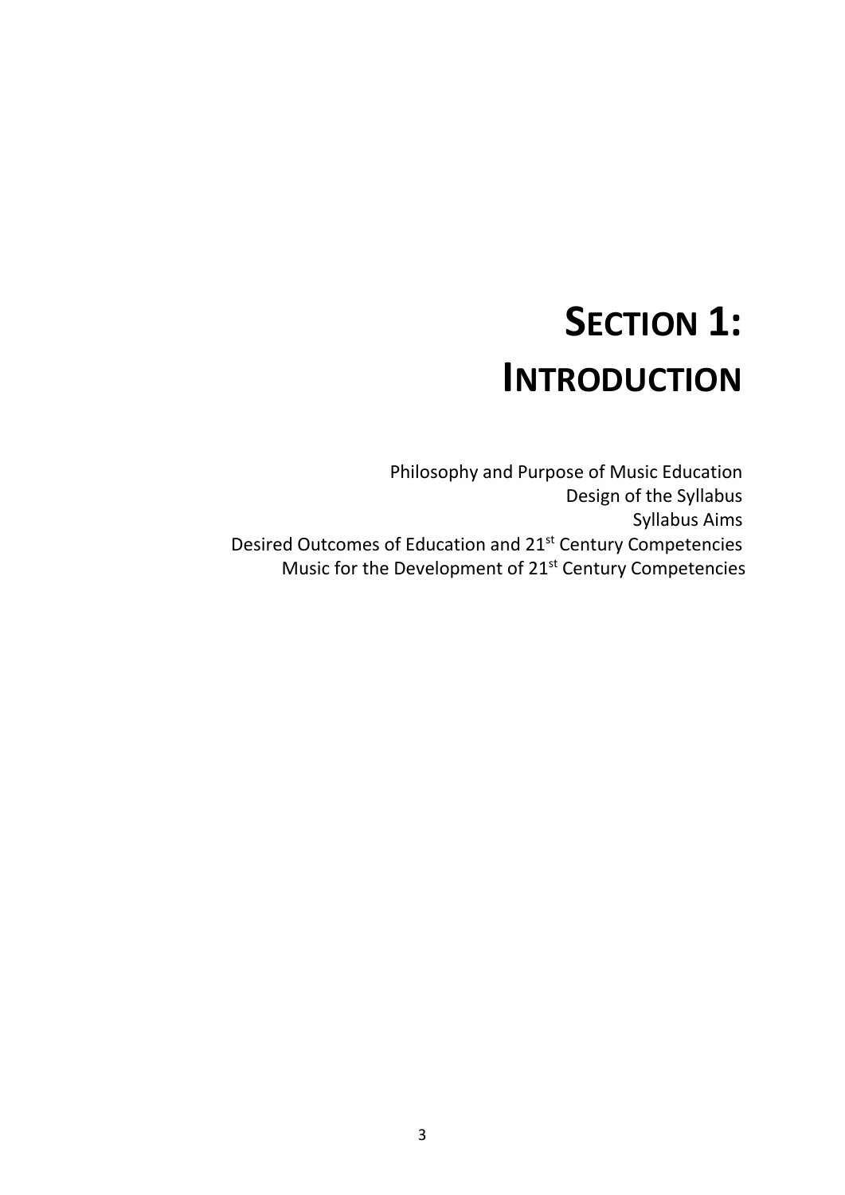# SECTION 1: INTRODUCTION

Philosophy and Purpose of Music Education
Design of the Syllabus
Syllabus Aims
Desired Outcomes of Education and 21st Century Competencies
Music for the Development of 21st Century Competencies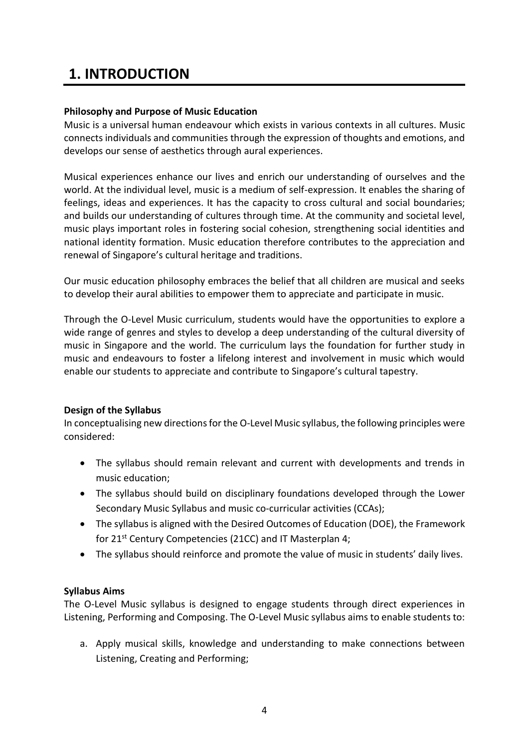# 1. INTRODUCTION

**Philosophy and Purpose of Music Education**

Music is a universal human endeavour which exists in various contexts in all cultures. Music connects individuals and communities through the expression of thoughts and emotions, and develops our sense of aesthetics through aural experiences.

Musical experiences enhance our lives and enrich our understanding of ourselves and the world. At the individual level, music is a medium of self-expression. It enables the sharing of feelings, ideas and experiences. It has the capacity to cross cultural and social boundaries; and builds our understanding of cultures through time. At the community and societal level, music plays important roles in fostering social cohesion, strengthening social identities and national identity formation. Music education therefore contributes to the appreciation and renewal of Singapore's cultural heritage and traditions.

Our music education philosophy embraces the belief that all children are musical and seeks to develop their aural abilities to empower them to appreciate and participate in music.

Through the O-Level Music curriculum, students would have the opportunities to explore a wide range of genres and styles to develop a deep understanding of the cultural diversity of music in Singapore and the world. The curriculum lays the foundation for further study in music and endeavours to foster a lifelong interest and involvement in music which would enable our students to appreciate and contribute to Singapore's cultural tapestry.

**Design of the Syllabus**

In conceptualising new directions for the O-Level Music syllabus, the following principles were considered:

- The syllabus should remain relevant and current with developments and trends in music education;
- The syllabus should build on disciplinary foundations developed through the Lower Secondary Music Syllabus and music co-curricular activities (CCAs);
- The syllabus is aligned with the Desired Outcomes of Education (DOE), the Framework for 21st Century Competencies (21CC) and IT Masterplan 4;
- The syllabus should reinforce and promote the value of music in students' daily lives.

**Syllabus Aims**

The O-Level Music syllabus is designed to engage students through direct experiences in Listening, Performing and Composing. The O-Level Music syllabus aims to enable students to:

a. Apply musical skills, knowledge and understanding to make connections between Listening, Creating and Performing;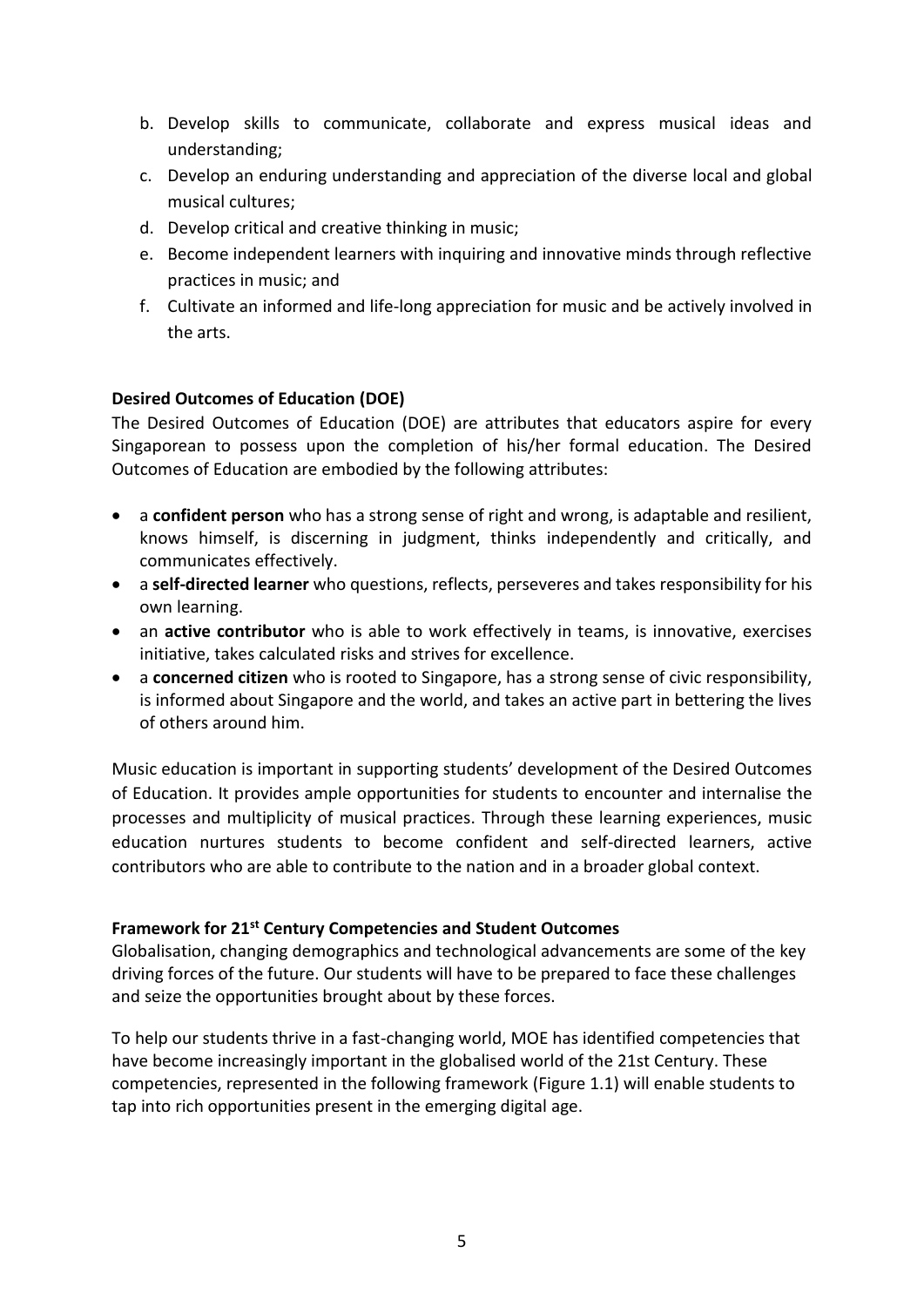b. Develop skills to communicate, collaborate and express musical ideas and understanding;
c. Develop an enduring understanding and appreciation of the diverse local and global musical cultures;
d. Develop critical and creative thinking in music;
e. Become independent learners with inquiring and innovative minds through reflective practices in music; and
f. Cultivate an informed and life-long appreciation for music and be actively involved in the arts.

**Desired Outcomes of Education (DOE)**

The Desired Outcomes of Education (DOE) are attributes that educators aspire for every Singaporean to possess upon the completion of his/her formal education. The Desired Outcomes of Education are embodied by the following attributes:

- a **confident person** who has a strong sense of right and wrong, is adaptable and resilient, knows himself, is discerning in judgment, thinks independently and critically, and communicates effectively.
- a **self-directed learner** who questions, reflects, perseveres and takes responsibility for his own learning.
- an **active contributor** who is able to work effectively in teams, is innovative, exercises initiative, takes calculated risks and strives for excellence.
- a **concerned citizen** who is rooted to Singapore, has a strong sense of civic responsibility, is informed about Singapore and the world, and takes an active part in bettering the lives of others around him.

Music education is important in supporting students' development of the Desired Outcomes of Education. It provides ample opportunities for students to encounter and internalise the processes and multiplicity of musical practices. Through these learning experiences, music education nurtures students to become confident and self-directed learners, active contributors who are able to contribute to the nation and in a broader global context.

**Framework for 21st Century Competencies and Student Outcomes**

Globalisation, changing demographics and technological advancements are some of the key driving forces of the future. Our students will have to be prepared to face these challenges and seize the opportunities brought about by these forces.

To help our students thrive in a fast-changing world, MOE has identified competencies that have become increasingly important in the globalised world of the 21st Century. These competencies, represented in the following framework (Figure 1.1) will enable students to tap into rich opportunities present in the emerging digital age.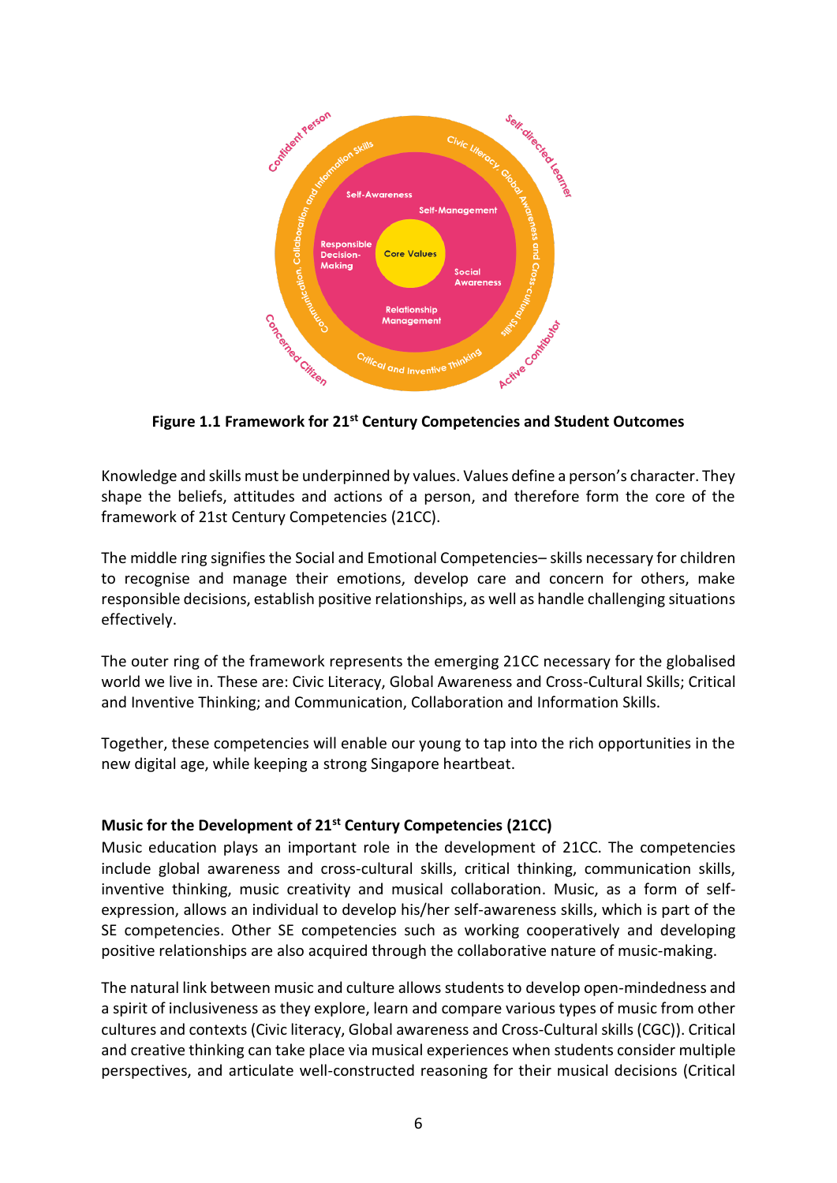**Figure 1.1 Framework for 21st Century Competencies and Student Outcomes**

Knowledge and skills must be underpinned by values. Values define a person's character. They shape the beliefs, attitudes and actions of a person, and therefore form the core of the framework of 21st Century Competencies (21CC).

The middle ring signifies the Social and Emotional Competencies– skills necessary for children to recognise and manage their emotions, develop care and concern for others, make responsible decisions, establish positive relationships, as well as handle challenging situations effectively.

The outer ring of the framework represents the emerging 21CC necessary for the globalised world we live in. These are: Civic Literacy, Global Awareness and Cross-Cultural Skills; Critical and Inventive Thinking; and Communication, Collaboration and Information Skills.

Together, these competencies will enable our young to tap into the rich opportunities in the new digital age, while keeping a strong Singapore heartbeat.

**Music for the Development of 21st Century Competencies (21CC)**

Music education plays an important role in the development of 21CC. The competencies include global awareness and cross-cultural skills, critical thinking, communication skills, inventive thinking, music creativity and musical collaboration. Music, as a form of self-expression, allows an individual to develop his/her self-awareness skills, which is part of the SE competencies. Other SE competencies such as working cooperatively and developing positive relationships are also acquired through the collaborative nature of music-making.

The natural link between music and culture allows students to develop open-mindedness and a spirit of inclusiveness as they explore, learn and compare various types of music from other cultures and contexts (Civic literacy, Global awareness and Cross-Cultural skills (CGC)). Critical and creative thinking can take place via musical experiences when students consider multiple perspectives, and articulate well-constructed reasoning for their musical decisions (Critical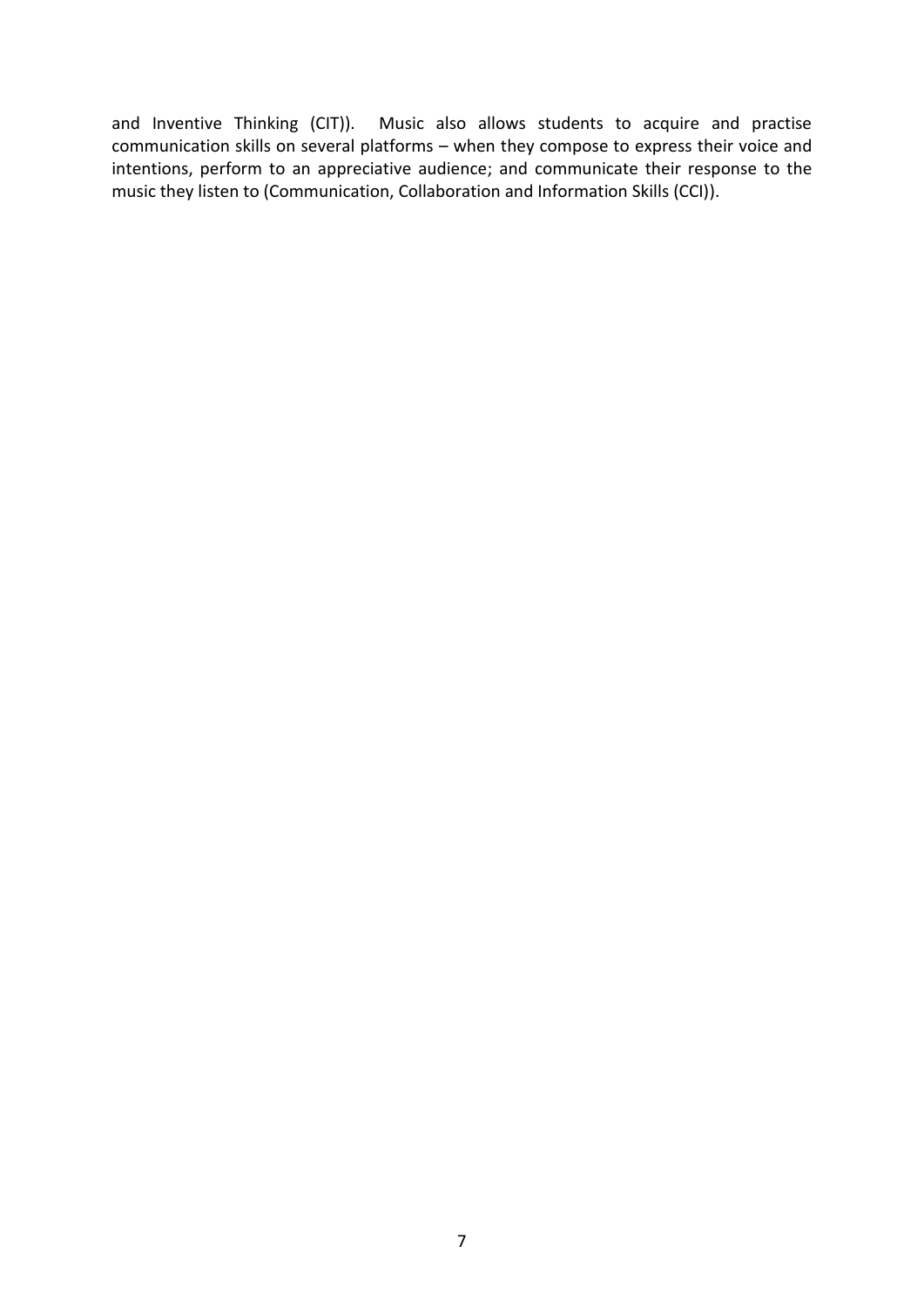and Inventive Thinking (CIT)). Music also allows students to acquire and practise communication skills on several platforms – when they compose to express their voice and intentions, perform to an appreciative audience; and communicate their response to the music they listen to (Communication, Collaboration and Information Skills (CCI)).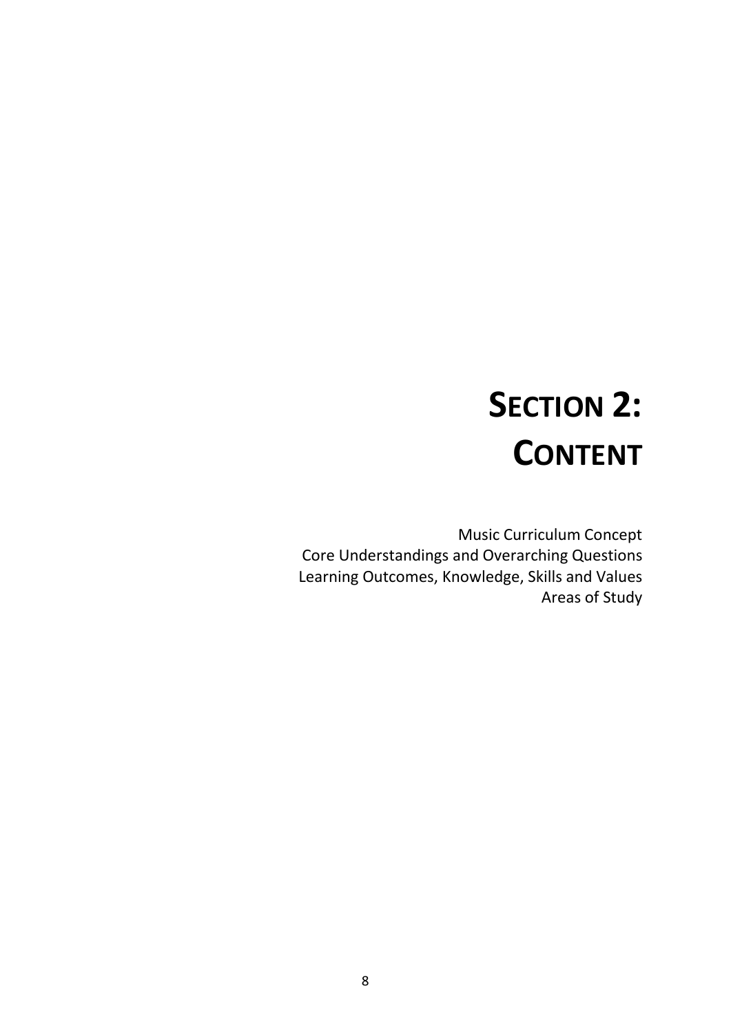# SECTION 2: CONTENT

Music Curriculum Concept
Core Understandings and Overarching Questions
Learning Outcomes, Knowledge, Skills and Values
Areas of Study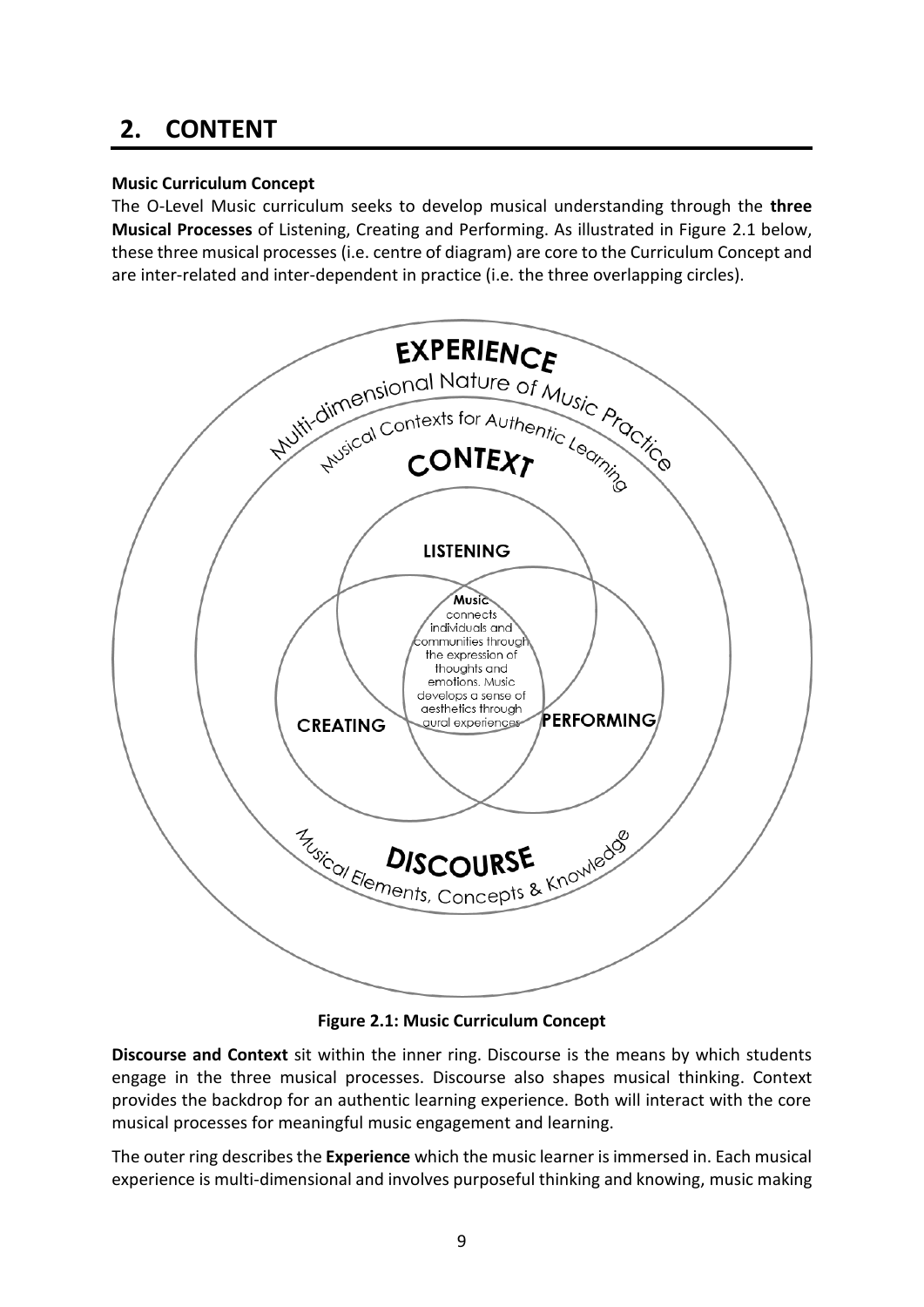## 2. CONTENT

**Music Curriculum Concept**

The O-Level Music curriculum seeks to develop musical understanding through the **three Musical Processes** of Listening, Creating and Performing. As illustrated in Figure 2.1 below, these three musical processes (i.e. centre of diagram) are core to the Curriculum Concept and are inter-related and inter-dependent in practice (i.e. the three overlapping circles).

**Figure 2.1: Music Curriculum Concept**

**Discourse and Context** sit within the inner ring. Discourse is the means by which students engage in the three musical processes. Discourse also shapes musical thinking. Context provides the backdrop for an authentic learning experience. Both will interact with the core musical processes for meaningful music engagement and learning.

The outer ring describes the **Experience** which the music learner is immersed in. Each musical experience is multi-dimensional and involves purposeful thinking and knowing, music making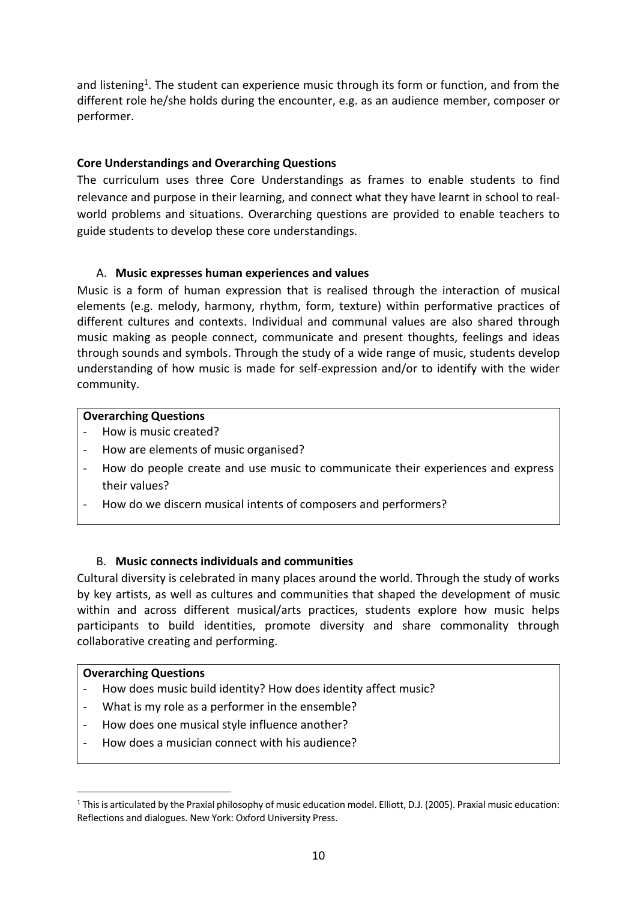and listening[1]. The student can experience music through its form or function, and from the different role he/she holds during the encounter, e.g. as an audience member, composer or performer.

**Core Understandings and Overarching Questions**

The curriculum uses three Core Understandings as frames to enable students to find relevance and purpose in their learning, and connect what they have learnt in school to real-world problems and situations. Overarching questions are provided to enable teachers to guide students to develop these core understandings.

A. **Music expresses human experiences and values**

Music is a form of human expression that is realised through the interaction of musical elements (e.g. melody, harmony, rhythm, form, texture) within performative practices of different cultures and contexts. Individual and communal values are also shared through music making as people connect, communicate and present thoughts, feelings and ideas through sounds and symbols. Through the study of a wide range of music, students develop understanding of how music is made for self-expression and/or to identify with the wider community.

**Overarching Questions**
- How is music created?
- How are elements of music organised?
- How do people create and use music to communicate their experiences and express their values?
- How do we discern musical intents of composers and performers?

B. **Music connects individuals and communities**

Cultural diversity is celebrated in many places around the world. Through the study of works by key artists, as well as cultures and communities that shaped the development of music within and across different musical/arts practices, students explore how music helps participants to build identities, promote diversity and share commonality through collaborative creating and performing.

**Overarching Questions**
- How does music build identity? How does identity affect music?
- What is my role as a performer in the ensemble?
- How does one musical style influence another?
- How does a musician connect with his audience?

[1] This is articulated by the Praxial philosophy of music education model. Elliott, D.J. (2005). Praxial music education: Reflections and dialogues. New York: Oxford University Press.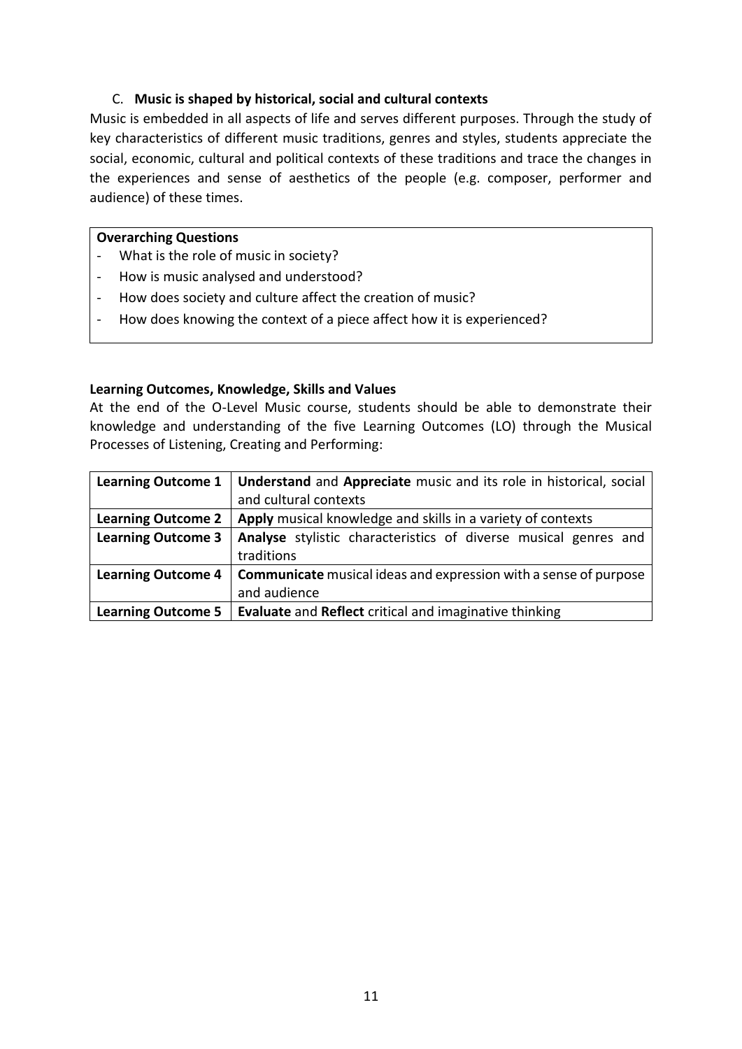### C. **Music is shaped by historical, social and cultural contexts**

Music is embedded in all aspects of life and serves different purposes. Through the study of key characteristics of different music traditions, genres and styles, students appreciate the social, economic, cultural and political contexts of these traditions and trace the changes in the experiences and sense of aesthetics of the people (e.g. composer, performer and audience) of these times.

**Overarching Questions**

- What is the role of music in society?
- How is music analysed and understood?
- How does society and culture affect the creation of music?
- How does knowing the context of a piece affect how it is experienced?

**Learning Outcomes, Knowledge, Skills and Values**

At the end of the O-Level Music course, students should be able to demonstrate their knowledge and understanding of the five Learning Outcomes (LO) through the Musical Processes of Listening, Creating and Performing:

| | |
|---|---|
| **Learning Outcome 1** | **Understand** and **Appreciate** music and its role in historical, social and cultural contexts |
| **Learning Outcome 2** | **Apply** musical knowledge and skills in a variety of contexts |
| **Learning Outcome 3** | **Analyse** stylistic characteristics of diverse musical genres and traditions |
| **Learning Outcome 4** | **Communicate** musical ideas and expression with a sense of purpose and audience |
| **Learning Outcome 5** | **Evaluate** and **Reflect** critical and imaginative thinking |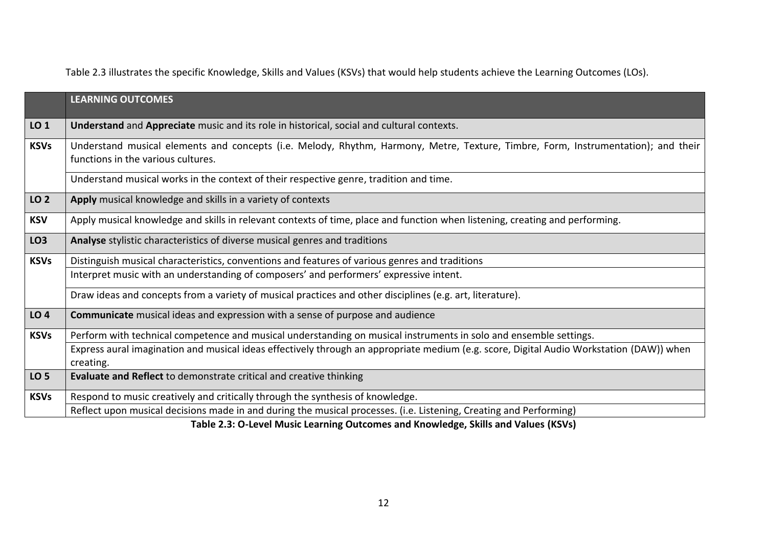Table 2.3 illustrates the specific Knowledge, Skills and Values (KSVs) that would help students achieve the Learning Outcomes (LOs).

| | **LEARNING OUTCOMES** |
|---|---|
| **LO 1** | **Understand** and **Appreciate** music and its role in historical, social and cultural contexts. |
| **KSVs** | Understand musical elements and concepts (i.e. Melody, Rhythm, Harmony, Metre, Texture, Timbre, Form, Instrumentation); and their functions in the various cultures. |
| | Understand musical works in the context of their respective genre, tradition and time. |
| **LO 2** | **Apply** musical knowledge and skills in a variety of contexts |
| **KSV** | Apply musical knowledge and skills in relevant contexts of time, place and function when listening, creating and performing. |
| **LO3** | **Analyse** stylistic characteristics of diverse musical genres and traditions |
| **KSVs** | Distinguish musical characteristics, conventions and features of various genres and traditions |
| | Interpret music with an understanding of composers' and performers' expressive intent. |
| | Draw ideas and concepts from a variety of musical practices and other disciplines (e.g. art, literature). |
| **LO 4** | **Communicate** musical ideas and expression with a sense of purpose and audience |
| **KSVs** | Perform with technical competence and musical understanding on musical instruments in solo and ensemble settings. |
| | Express aural imagination and musical ideas effectively through an appropriate medium (e.g. score, Digital Audio Workstation (DAW)) when creating. |
| **LO 5** | **Evaluate and Reflect** to demonstrate critical and creative thinking |
| **KSVs** | Respond to music creatively and critically through the synthesis of knowledge. |
| | Reflect upon musical decisions made in and during the musical processes. (i.e. Listening, Creating and Performing) |

**Table 2.3: O-Level Music Learning Outcomes and Knowledge, Skills and Values (KSVs)**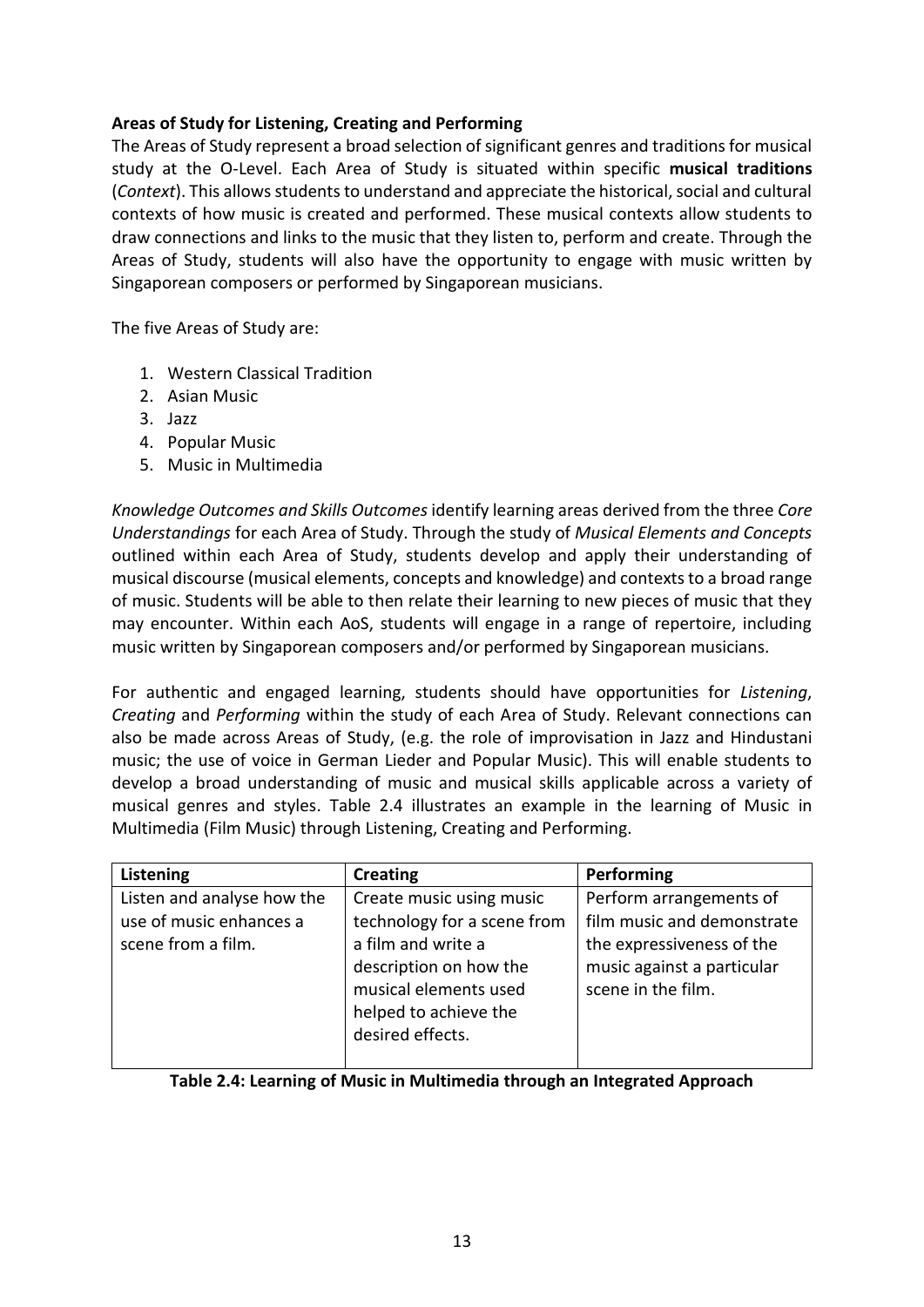**Areas of Study for Listening, Creating and Performing**

The Areas of Study represent a broad selection of significant genres and traditions for musical study at the O-Level. Each Area of Study is situated within specific **musical traditions** (*Context*). This allows students to understand and appreciate the historical, social and cultural contexts of how music is created and performed. These musical contexts allow students to draw connections and links to the music that they listen to, perform and create. Through the Areas of Study, students will also have the opportunity to engage with music written by Singaporean composers or performed by Singaporean musicians.

The five Areas of Study are:

1. Western Classical Tradition
2. Asian Music
3. Jazz
4. Popular Music
5. Music in Multimedia

*Knowledge Outcomes and Skills Outcomes* identify learning areas derived from the three *Core Understandings* for each Area of Study. Through the study of *Musical Elements and Concepts* outlined within each Area of Study, students develop and apply their understanding of musical discourse (musical elements, concepts and knowledge) and contexts to a broad range of music. Students will be able to then relate their learning to new pieces of music that they may encounter. Within each AoS, students will engage in a range of repertoire, including music written by Singaporean composers and/or performed by Singaporean musicians.

For authentic and engaged learning, students should have opportunities for *Listening*, *Creating* and *Performing* within the study of each Area of Study. Relevant connections can also be made across Areas of Study, (e.g. the role of improvisation in Jazz and Hindustani music; the use of voice in German Lieder and Popular Music). This will enable students to develop a broad understanding of music and musical skills applicable across a variety of musical genres and styles. Table 2.4 illustrates an example in the learning of Music in Multimedia (Film Music) through Listening, Creating and Performing.

| Listening | Creating | Performing |
| --- | --- | --- |
| Listen and analyse how the use of music enhances a scene from a film. | Create music using music technology for a scene from a film and write a description on how the musical elements used helped to achieve the desired effects. | Perform arrangements of film music and demonstrate the expressiveness of the music against a particular scene in the film. |

**Table 2.4: Learning of Music in Multimedia through an Integrated Approach**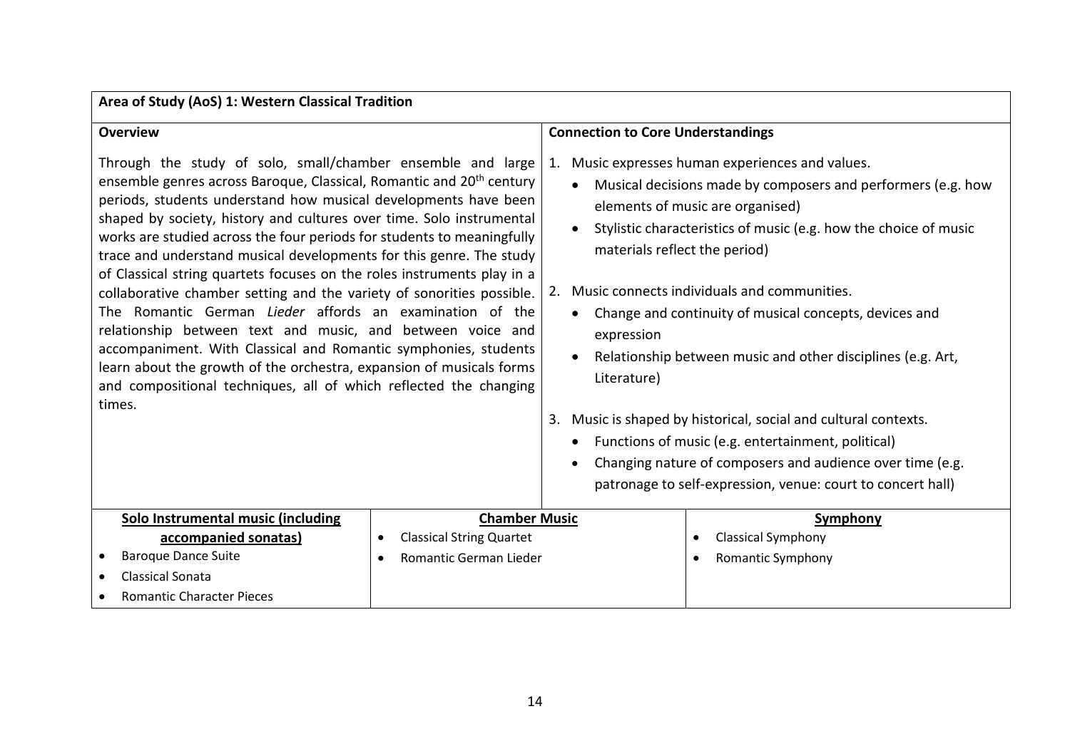| Area of Study (AoS) 1: Western Classical Tradition | | |
|---|---|---|
| **Overview** | **Connection to Core Understandings** | |
| Through the study of solo, small/chamber ensemble and large ensemble genres across Baroque, Classical, Romantic and 20th century periods, students understand how musical developments have been shaped by society, history and cultures over time. Solo instrumental works are studied across the four periods for students to meaningfully trace and understand musical developments for this genre. The study of Classical string quartets focuses on the roles instruments play in a collaborative chamber setting and the variety of sonorities possible. The Romantic German *Lieder* affords an examination of the relationship between text and music, and between voice and accompaniment. With Classical and Romantic symphonies, students learn about the growth of the orchestra, expansion of musicals forms and compositional techniques, all of which reflected the changing times. | 1. Music expresses human experiences and values.<br>• Musical decisions made by composers and performers (e.g. how elements of music are organised)<br>• Stylistic characteristics of music (e.g. how the choice of music materials reflect the period)<br><br>2. Music connects individuals and communities.<br>• Change and continuity of musical concepts, devices and expression<br>• Relationship between music and other disciplines (e.g. Art, Literature)<br><br>3. Music is shaped by historical, social and cultural contexts.<br>• Functions of music (e.g. entertainment, political)<br>• Changing nature of composers and audience over time (e.g. patronage to self-expression, venue: court to concert hall) | |
| **Solo Instrumental music (including accompanied sonatas)** | **Chamber Music** | **Symphony** |
| • Baroque Dance Suite<br>• Classical Sonata<br>• Romantic Character Pieces | • Classical String Quartet<br>• Romantic German Lieder | • Classical Symphony<br>• Romantic Symphony |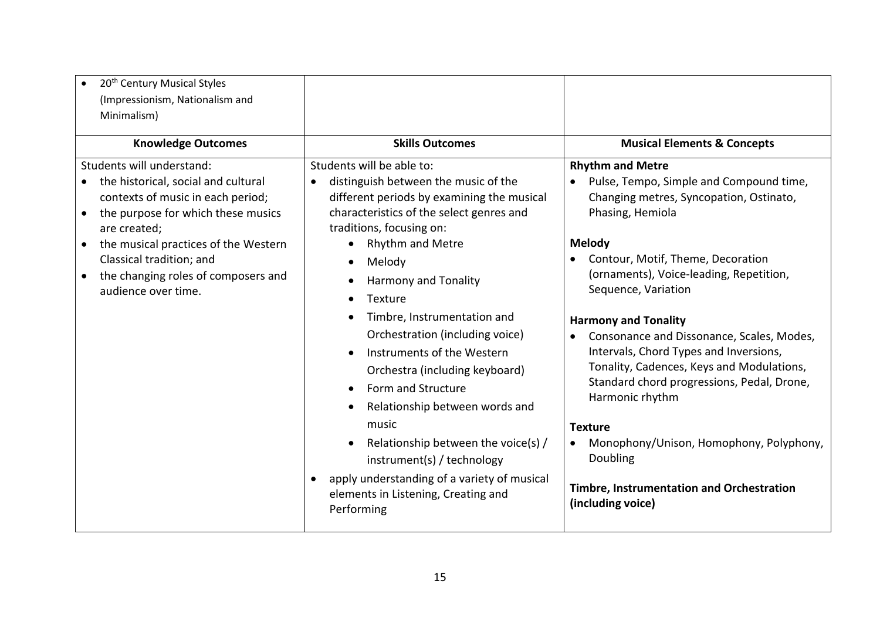| | | |
|---|---|---|
| • 20th Century Musical Styles (Impressionism, Nationalism and Minimalism) | | |
| **Knowledge Outcomes** | **Skills Outcomes** | **Musical Elements & Concepts** |
| Students will understand:<br>• the historical, social and cultural contexts of music in each period;<br>• the purpose for which these musics are created;<br>• the musical practices of the Western Classical tradition; and<br>• the changing roles of composers and audience over time. | Students will be able to:<br>• distinguish between the music of the different periods by examining the musical characteristics of the select genres and traditions, focusing on:<br>  • Rhythm and Metre<br>  • Melody<br>  • Harmony and Tonality<br>  • Texture<br>  • Timbre, Instrumentation and Orchestration (including voice)<br>  • Instruments of the Western Orchestra (including keyboard)<br>  • Form and Structure<br>  • Relationship between words and music<br>  • Relationship between the voice(s) / instrument(s) / technology<br>• apply understanding of a variety of musical elements in Listening, Creating and Performing | **Rhythm and Metre**<br>• Pulse, Tempo, Simple and Compound time, Changing metres, Syncopation, Ostinato, Phasing, Hemiola<br><br>**Melody**<br>• Contour, Motif, Theme, Decoration (ornaments), Voice-leading, Repetition, Sequence, Variation<br><br>**Harmony and Tonality**<br>• Consonance and Dissonance, Scales, Modes, Intervals, Chord Types and Inversions, Tonality, Cadences, Keys and Modulations, Standard chord progressions, Pedal, Drone, Harmonic rhythm<br><br>**Texture**<br>• Monophony/Unison, Homophony, Polyphony, Doubling<br><br>**Timbre, Instrumentation and Orchestration (including voice)** |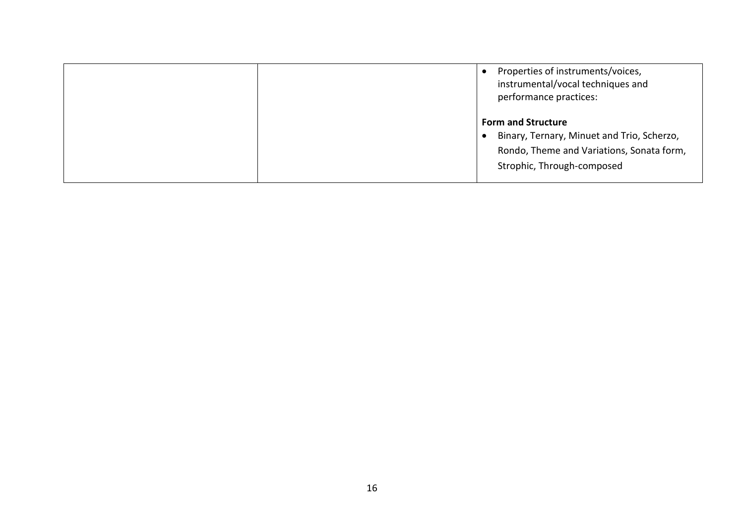| | | • Properties of instruments/voices, instrumental/vocal techniques and performance practices:<br><br>**Form and Structure**<br>• Binary, Ternary, Minuet and Trio, Scherzo, Rondo, Theme and Variations, Sonata form, Strophic, Through-composed |
|---|---|---|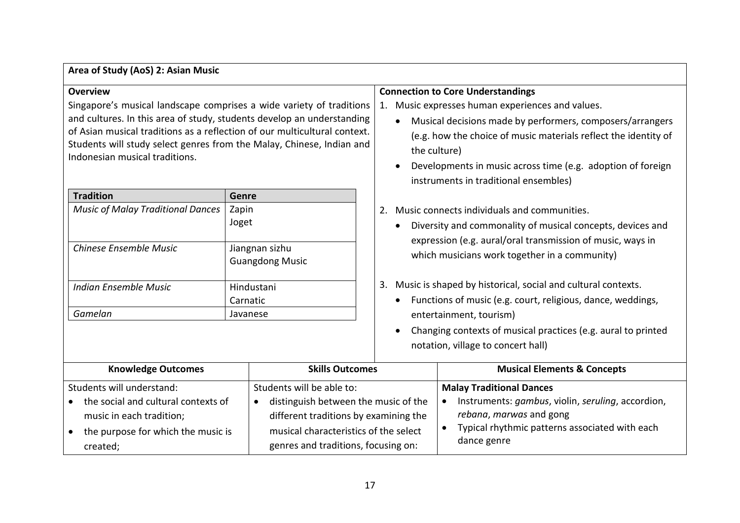**Area of Study (AoS) 2: Asian Music**

**Overview**

Singapore's musical landscape comprises a wide variety of traditions and cultures. In this area of study, students develop an understanding of Asian musical traditions as a reflection of our multicultural context. Students will study select genres from the Malay, Chinese, Indian and Indonesian musical traditions.

| **Tradition** | **Genre** |
|---|---|
| *Music of Malay Traditional Dances* | Zapin<br>Joget |
| *Chinese Ensemble Music* | Jiangnan sizhu<br>Guangdong Music |
| *Indian Ensemble Music* | Hindustani<br>Carnatic |
| *Gamelan* | Javanese |

**Connection to Core Understandings**

1. Music expresses human experiences and values.
   - Musical decisions made by performers, composers/arrangers (e.g. how the choice of music materials reflect the identity of the culture)
   - Developments in music across time (e.g. adoption of foreign instruments in traditional ensembles)
2. Music connects individuals and communities.
   - Diversity and commonality of musical concepts, devices and expression (e.g. aural/oral transmission of music, ways in which musicians work together in a community)
3. Music is shaped by historical, social and cultural contexts.
   - Functions of music (e.g. court, religious, dance, weddings, entertainment, tourism)
   - Changing contexts of musical practices (e.g. aural to printed notation, village to concert hall)

| Knowledge Outcomes | Skills Outcomes | Musical Elements & Concepts |
|---|---|---|
| Students will understand:<br>• the social and cultural contexts of music in each tradition;<br>• the purpose for which the music is created; | Students will be able to:<br>• distinguish between the music of the different traditions by examining the musical characteristics of the select genres and traditions, focusing on: | **Malay Traditional Dances**<br>• Instruments: *gambus*, violin, *seruling*, accordion, *rebana*, *marwas* and gong<br>• Typical rhythmic patterns associated with each dance genre |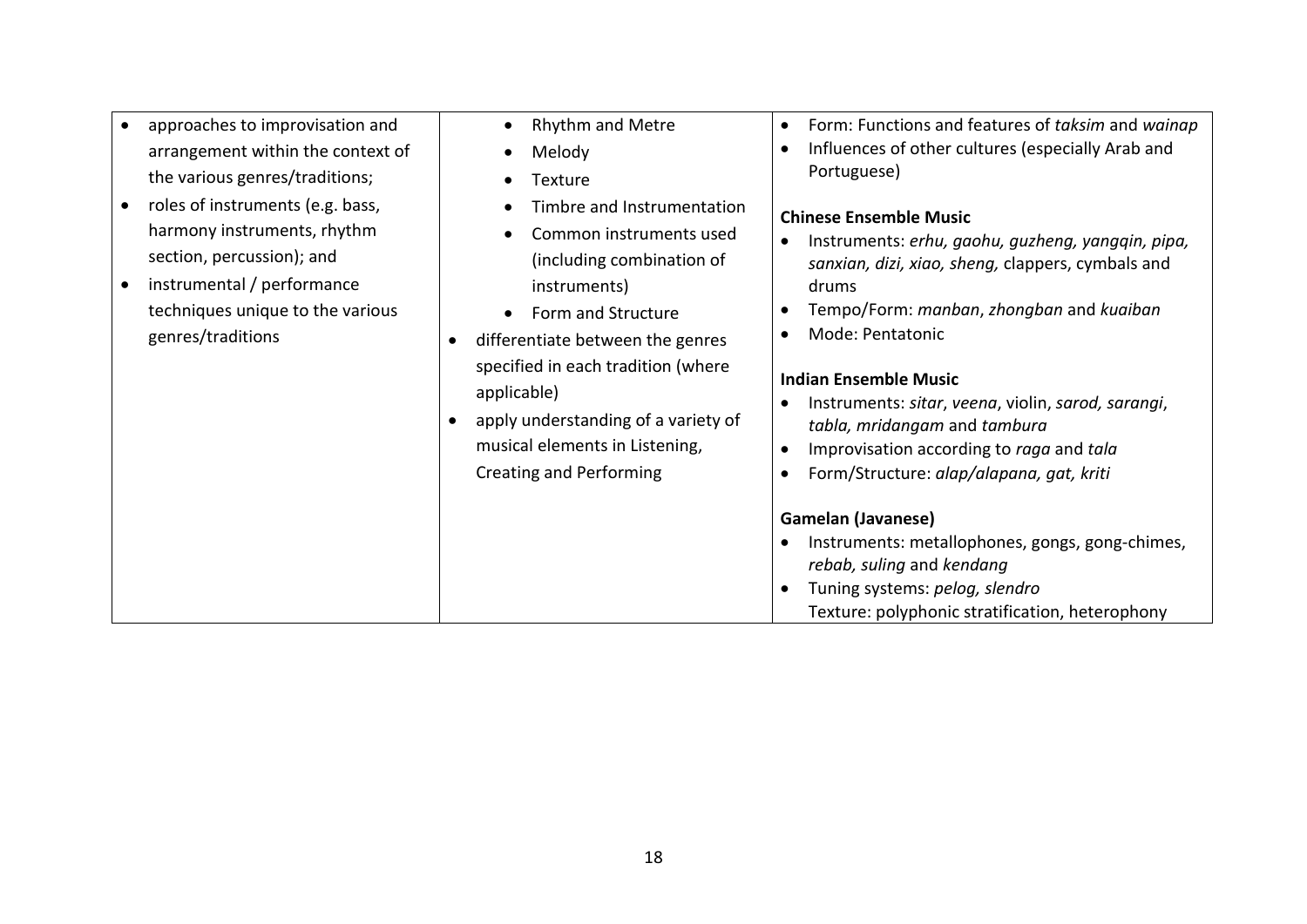| | | |
|---|---|---|
| • approaches to improvisation and arrangement within the context of the various genres/traditions;<br>• roles of instruments (e.g. bass, harmony instruments, rhythm section, percussion); and<br>• instrumental / performance techniques unique to the various genres/traditions | • Rhythm and Metre<br>• Melody<br>• Texture<br>• Timbre and Instrumentation<br>• Common instruments used (including combination of instruments)<br>• Form and Structure<br>• differentiate between the genres specified in each tradition (where applicable)<br>• apply understanding of a variety of musical elements in Listening, Creating and Performing | • Form: Functions and features of *taksim* and *wainap*<br>• Influences of other cultures (especially Arab and Portuguese)<br><br>**Chinese Ensemble Music**<br>• Instruments: *erhu, gaohu, guzheng, yangqin, pipa, sanxian, dizi, xiao, sheng,* clappers, cymbals and drums<br>• Tempo/Form: *manban*, *zhongban* and *kuaiban*<br>• Mode: Pentatonic<br><br>**Indian Ensemble Music**<br>• Instruments: *sitar*, *veena*, violin, *sarod, sarangi*, *tabla, mridangam* and *tambura*<br>• Improvisation according to *raga* and *tala*<br>• Form/Structure: *alap/alapana, gat, kriti*<br><br>**Gamelan (Javanese)**<br>• Instruments: metallophones, gongs, gong-chimes, *rebab, suling* and *kendang*<br>• Tuning systems: *pelog, slendro*<br>Texture: polyphonic stratification, heterophony |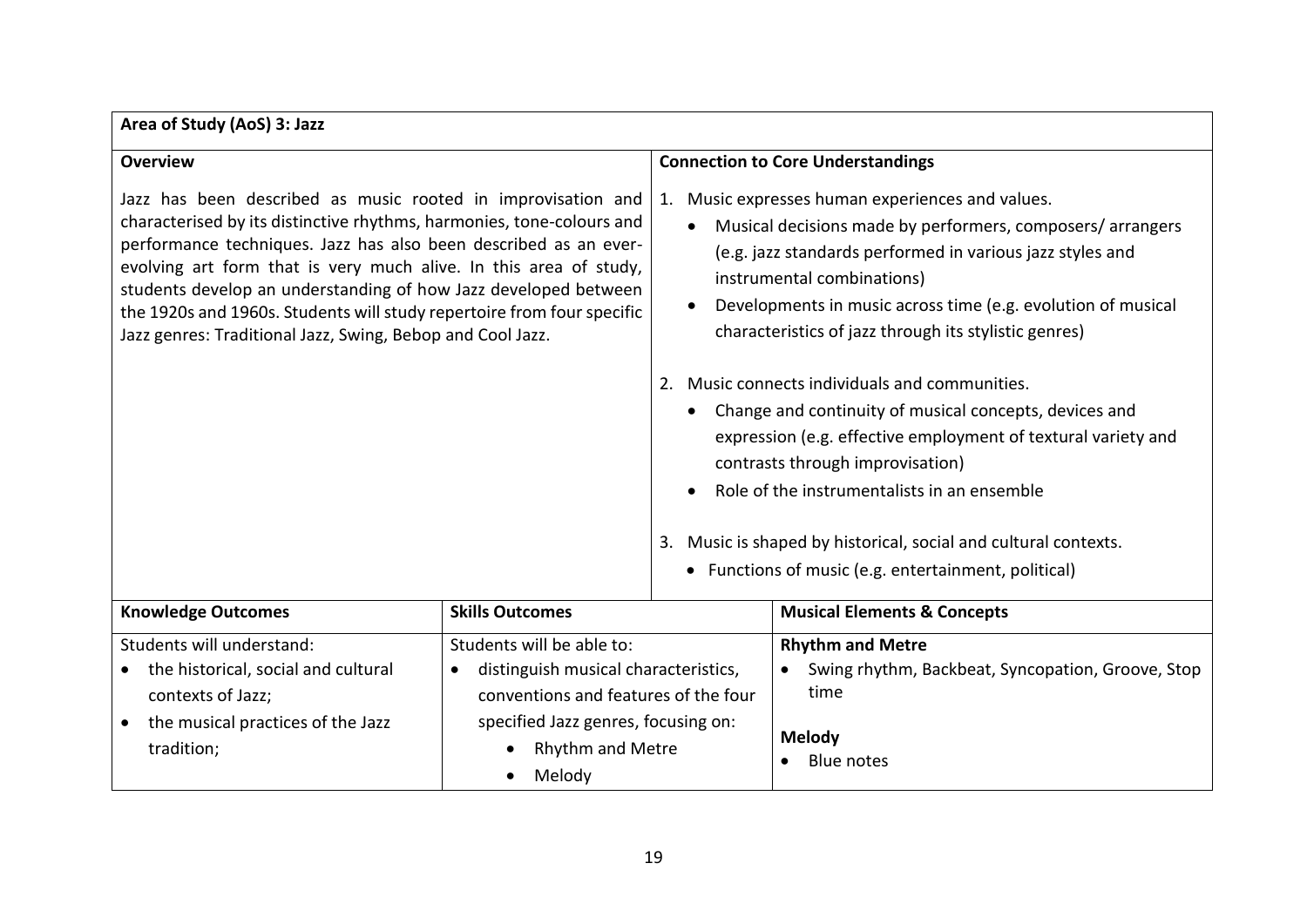**Area of Study (AoS) 3: Jazz**

| Overview | Connection to Core Understandings |
|---|---|
| Jazz has been described as music rooted in improvisation and characterised by its distinctive rhythms, harmonies, tone-colours and performance techniques. Jazz has also been described as an ever-evolving art form that is very much alive. In this area of study, students develop an understanding of how Jazz developed between the 1920s and 1960s. Students will study repertoire from four specific Jazz genres: Traditional Jazz, Swing, Bebop and Cool Jazz. | 1. Music expresses human experiences and values.<br>• Musical decisions made by performers, composers/ arrangers (e.g. jazz standards performed in various jazz styles and instrumental combinations)<br>• Developments in music across time (e.g. evolution of musical characteristics of jazz through its stylistic genres)<br><br>2. Music connects individuals and communities.<br>• Change and continuity of musical concepts, devices and expression (e.g. effective employment of textural variety and contrasts through improvisation)<br>• Role of the instrumentalists in an ensemble<br><br>3. Music is shaped by historical, social and cultural contexts.<br>• Functions of music (e.g. entertainment, political) |

| Knowledge Outcomes | Skills Outcomes | Musical Elements & Concepts |
|---|---|---|
| Students will understand:<br>• the historical, social and cultural contexts of Jazz;<br>• the musical practices of the Jazz tradition; | Students will be able to:<br>• distinguish musical characteristics, conventions and features of the four specified Jazz genres, focusing on:<br>&nbsp;&nbsp;• Rhythm and Metre<br>&nbsp;&nbsp;• Melody | **Rhythm and Metre**<br>• Swing rhythm, Backbeat, Syncopation, Groove, Stop time<br><br>**Melody**<br>• Blue notes |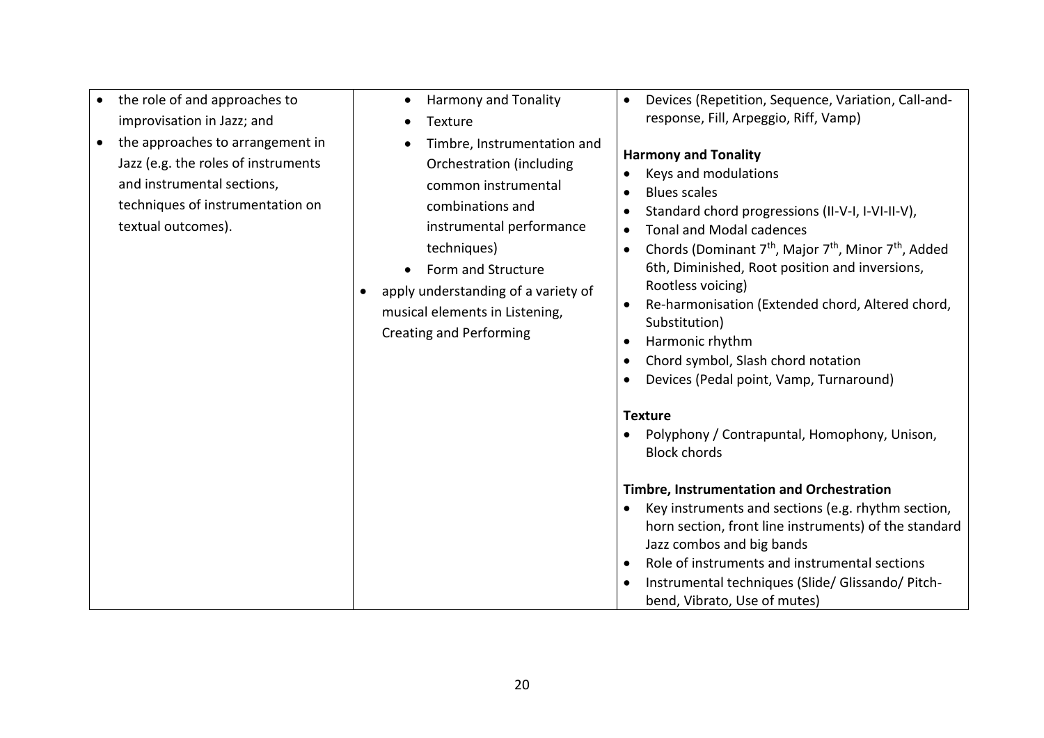| | | |
|---|---|---|
| • the role of and approaches to improvisation in Jazz; and<br>• the approaches to arrangement in Jazz (e.g. the roles of instruments and instrumental sections, techniques of instrumentation on textual outcomes). | • Harmony and Tonality<br>• Texture<br>• Timbre, Instrumentation and Orchestration (including common instrumental combinations and instrumental performance techniques)<br>• Form and Structure<br>• apply understanding of a variety of musical elements in Listening, Creating and Performing | • Devices (Repetition, Sequence, Variation, Call-and-response, Fill, Arpeggio, Riff, Vamp)<br><br>**Harmony and Tonality**<br>• Keys and modulations<br>• Blues scales<br>• Standard chord progressions (II-V-I, I-VI-II-V),<br>• Tonal and Modal cadences<br>• Chords (Dominant 7th, Major 7th, Minor 7th, Added 6th, Diminished, Root position and inversions, Rootless voicing)<br>• Re-harmonisation (Extended chord, Altered chord, Substitution)<br>• Harmonic rhythm<br>• Chord symbol, Slash chord notation<br>• Devices (Pedal point, Vamp, Turnaround)<br><br>**Texture**<br>• Polyphony / Contrapuntal, Homophony, Unison, Block chords<br><br>**Timbre, Instrumentation and Orchestration**<br>• Key instruments and sections (e.g. rhythm section, horn section, front line instruments) of the standard Jazz combos and big bands<br>• Role of instruments and instrumental sections<br>• Instrumental techniques (Slide/ Glissando/ Pitch-bend, Vibrato, Use of mutes) |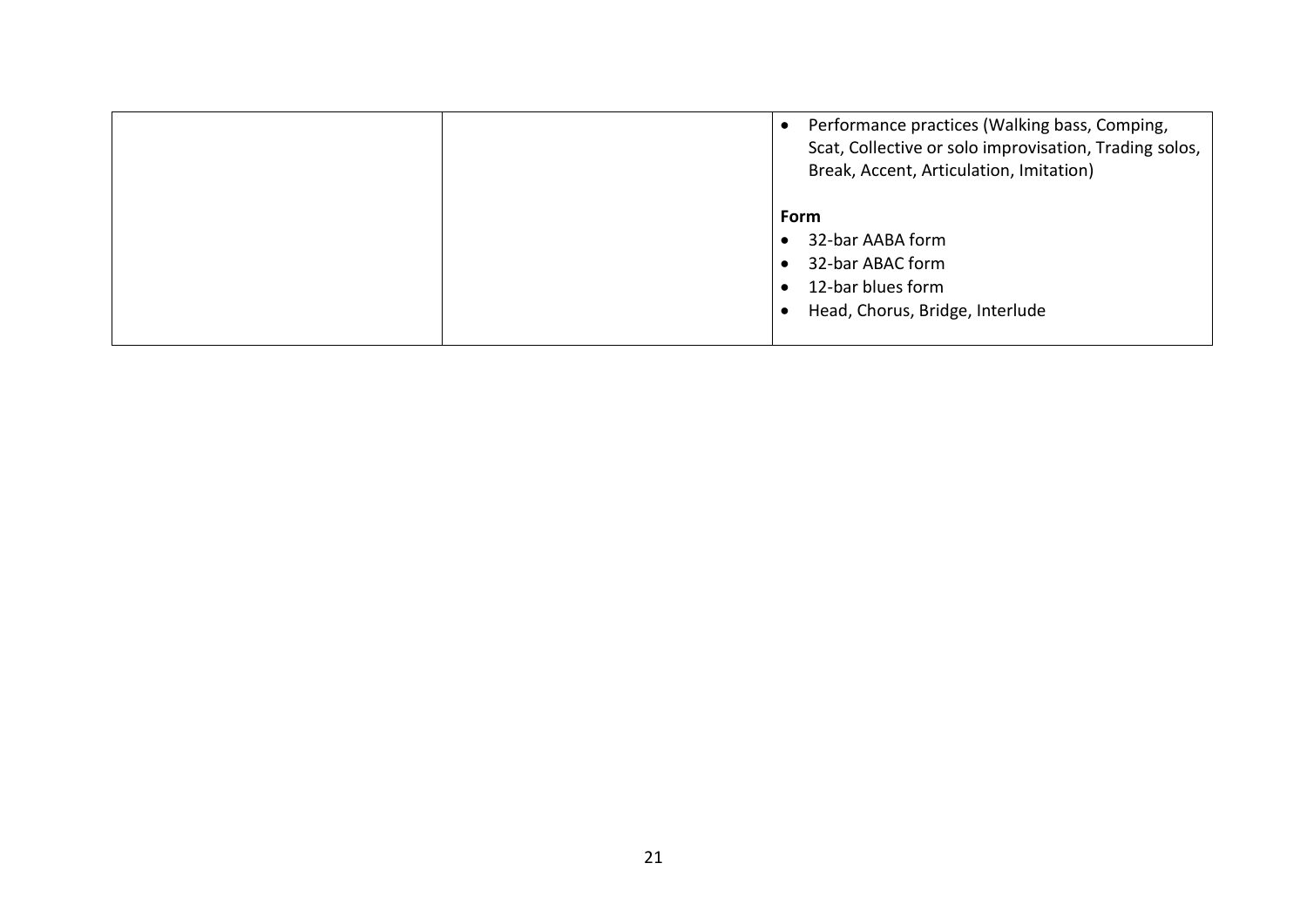| | | |
|---|---|---|
| | | • Performance practices (Walking bass, Comping, Scat, Collective or solo improvisation, Trading solos, Break, Accent, Articulation, Imitation)<br><br>**Form**<br>• 32-bar AABA form<br>• 32-bar ABAC form<br>• 12-bar blues form<br>• Head, Chorus, Bridge, Interlude |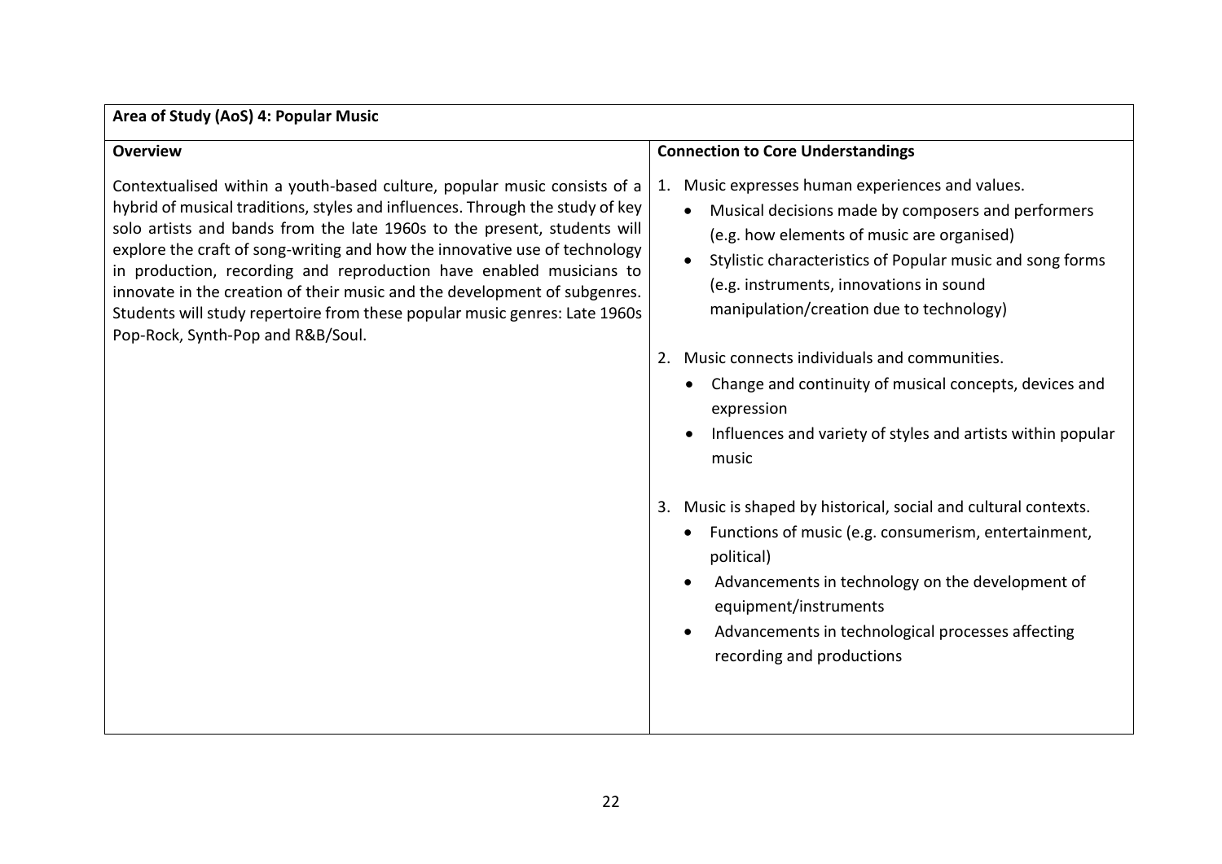| Area of Study (AoS) 4: Popular Music | |
|---|---|
| **Overview** | **Connection to Core Understandings** |
| Contextualised within a youth-based culture, popular music consists of a hybrid of musical traditions, styles and influences. Through the study of key solo artists and bands from the late 1960s to the present, students will explore the craft of song-writing and how the innovative use of technology in production, recording and reproduction have enabled musicians to innovate in the creation of their music and the development of subgenres. Students will study repertoire from these popular music genres: Late 1960s Pop-Rock, Synth-Pop and R&B/Soul. | 1. Music expresses human experiences and values.<br>• Musical decisions made by composers and performers (e.g. how elements of music are organised)<br>• Stylistic characteristics of Popular music and song forms (e.g. instruments, innovations in sound manipulation/creation due to technology)<br><br>2. Music connects individuals and communities.<br>• Change and continuity of musical concepts, devices and expression<br>• Influences and variety of styles and artists within popular music<br><br>3. Music is shaped by historical, social and cultural contexts.<br>• Functions of music (e.g. consumerism, entertainment, political)<br>• Advancements in technology on the development of equipment/instruments<br>• Advancements in technological processes affecting recording and productions |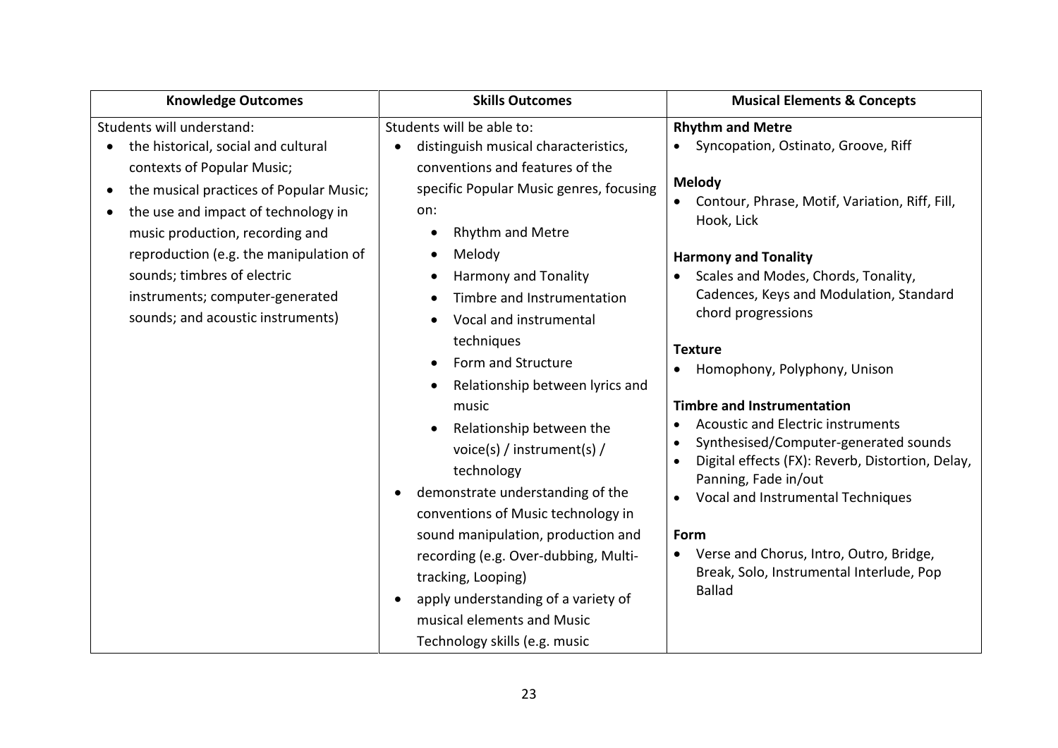| Knowledge Outcomes | Skills Outcomes | Musical Elements & Concepts |
|---|---|---|
| Students will understand:<br>• the historical, social and cultural contexts of Popular Music;<br>• the musical practices of Popular Music;<br>• the use and impact of technology in music production, recording and reproduction (e.g. the manipulation of sounds; timbres of electric instruments; computer-generated sounds; and acoustic instruments) | Students will be able to:<br>• distinguish musical characteristics, conventions and features of the specific Popular Music genres, focusing on:<br>  ◦ Rhythm and Metre<br>  ◦ Melody<br>  ◦ Harmony and Tonality<br>  ◦ Timbre and Instrumentation<br>  ◦ Vocal and instrumental techniques<br>  ◦ Form and Structure<br>  ◦ Relationship between lyrics and music<br>  ◦ Relationship between the voice(s) / instrument(s) / technology<br>• demonstrate understanding of the conventions of Music technology in sound manipulation, production and recording (e.g. Over-dubbing, Multi-tracking, Looping)<br>• apply understanding of a variety of musical elements and Music Technology skills (e.g. music | **Rhythm and Metre**<br>• Syncopation, Ostinato, Groove, Riff<br><br>**Melody**<br>• Contour, Phrase, Motif, Variation, Riff, Fill, Hook, Lick<br><br>**Harmony and Tonality**<br>• Scales and Modes, Chords, Tonality, Cadences, Keys and Modulation, Standard chord progressions<br><br>**Texture**<br>• Homophony, Polyphony, Unison<br><br>**Timbre and Instrumentation**<br>• Acoustic and Electric instruments<br>• Synthesised/Computer-generated sounds<br>• Digital effects (FX): Reverb, Distortion, Delay, Panning, Fade in/out<br>• Vocal and Instrumental Techniques<br><br>**Form**<br>• Verse and Chorus, Intro, Outro, Bridge, Break, Solo, Instrumental Interlude, Pop Ballad |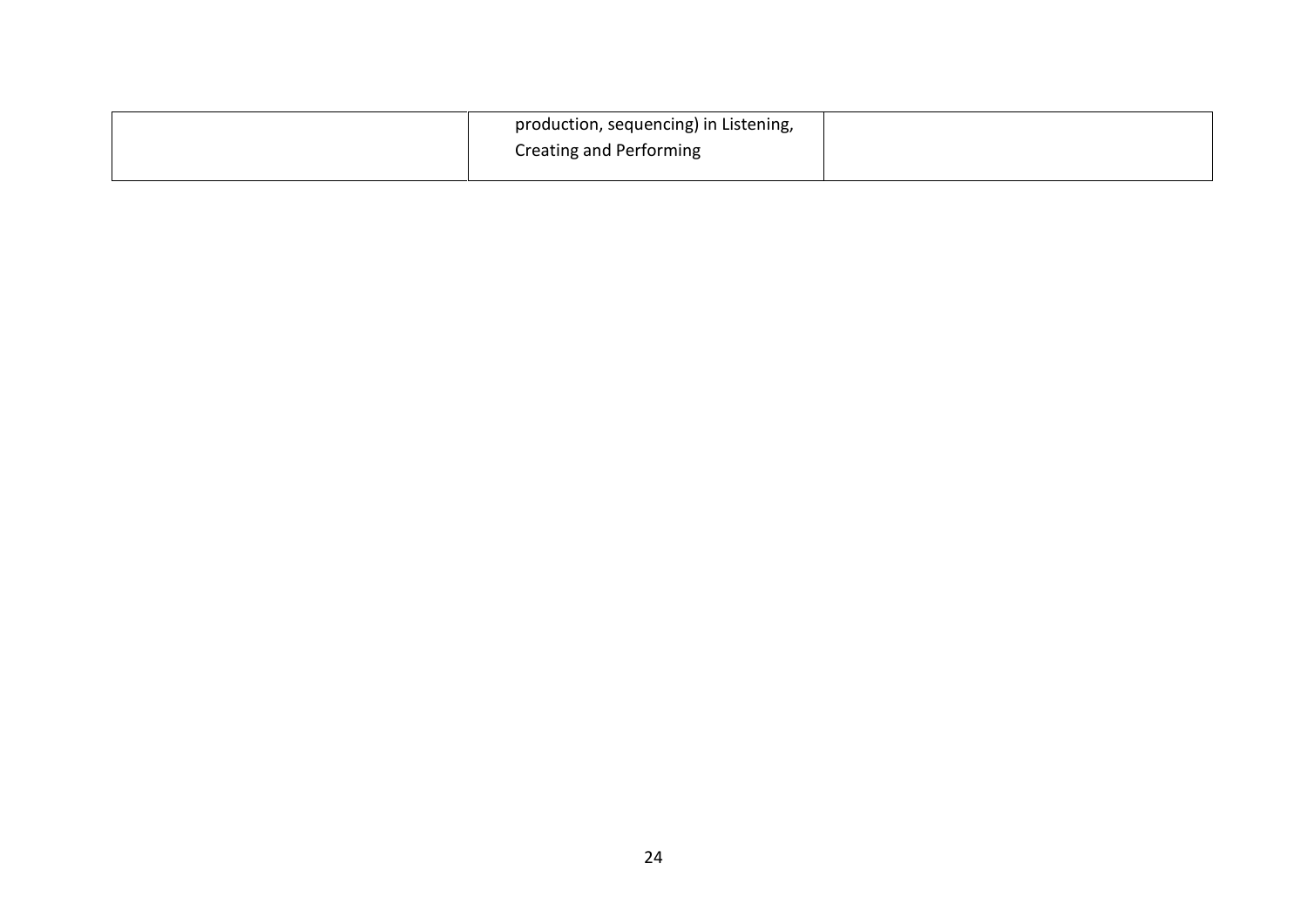| | | |
|---|---|---|
| | production, sequencing) in Listening, Creating and Performing | |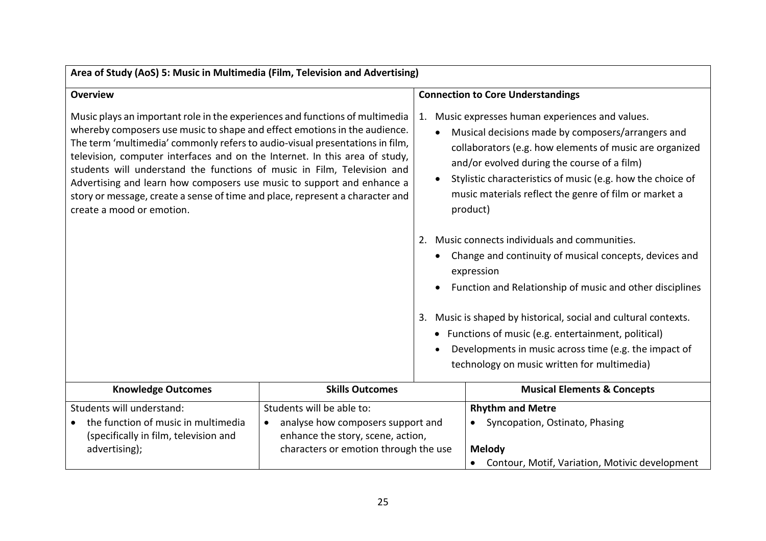**Area of Study (AoS) 5: Music in Multimedia (Film, Television and Advertising)**

| Overview | Connection to Core Understandings |
|---|---|
| Music plays an important role in the experiences and functions of multimedia whereby composers use music to shape and effect emotions in the audience. The term 'multimedia' commonly refers to audio-visual presentations in film, television, computer interfaces and on the Internet. In this area of study, students will understand the functions of music in Film, Television and Advertising and learn how composers use music to support and enhance a story or message, create a sense of time and place, represent a character and create a mood or emotion. | 1. Music expresses human experiences and values.<br>• Musical decisions made by composers/arrangers and collaborators (e.g. how elements of music are organized and/or evolved during the course of a film)<br>• Stylistic characteristics of music (e.g. how the choice of music materials reflect the genre of film or market a product)<br><br>2. Music connects individuals and communities.<br>• Change and continuity of musical concepts, devices and expression<br>• Function and Relationship of music and other disciplines<br><br>3. Music is shaped by historical, social and cultural contexts.<br>• Functions of music (e.g. entertainment, political)<br>• Developments in music across time (e.g. the impact of technology on music written for multimedia) |

| Knowledge Outcomes | Skills Outcomes | Musical Elements & Concepts |
|---|---|---|
| Students will understand:<br>• the function of music in multimedia (specifically in film, television and advertising); | Students will be able to:<br>• analyse how composers support and enhance the story, scene, action, characters or emotion through the use | **Rhythm and Metre**<br>• Syncopation, Ostinato, Phasing<br><br>**Melody**<br>• Contour, Motif, Variation, Motivic development |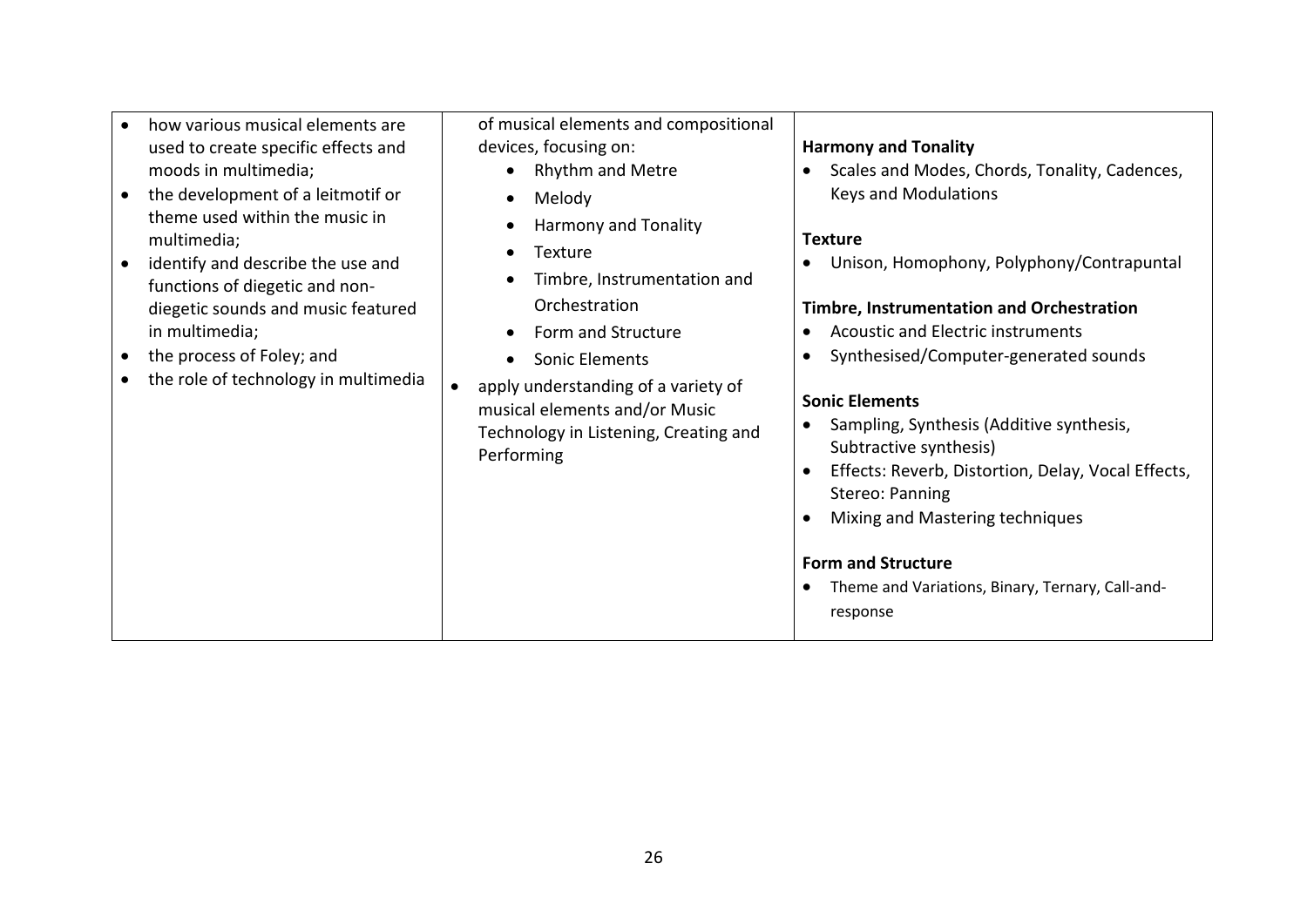| | | |
|---|---|---|
| • how various musical elements are used to create specific effects and moods in multimedia;<br>• the development of a leitmotif or theme used within the music in multimedia;<br>• identify and describe the use and functions of diegetic and non-diegetic sounds and music featured in multimedia;<br>• the process of Foley; and<br>• the role of technology in multimedia | of musical elements and compositional devices, focusing on:<br>• Rhythm and Metre<br>• Melody<br>• Harmony and Tonality<br>• Texture<br>• Timbre, Instrumentation and Orchestration<br>• Form and Structure<br>• Sonic Elements<br>• apply understanding of a variety of musical elements and/or Music Technology in Listening, Creating and Performing | **Harmony and Tonality**<br>• Scales and Modes, Chords, Tonality, Cadences, Keys and Modulations<br><br>**Texture**<br>• Unison, Homophony, Polyphony/Contrapuntal<br><br>**Timbre, Instrumentation and Orchestration**<br>• Acoustic and Electric instruments<br>• Synthesised/Computer-generated sounds<br><br>**Sonic Elements**<br>• Sampling, Synthesis (Additive synthesis, Subtractive synthesis)<br>• Effects: Reverb, Distortion, Delay, Vocal Effects, Stereo: Panning<br>• Mixing and Mastering techniques<br><br>**Form and Structure**<br>• Theme and Variations, Binary, Ternary, Call-and-response |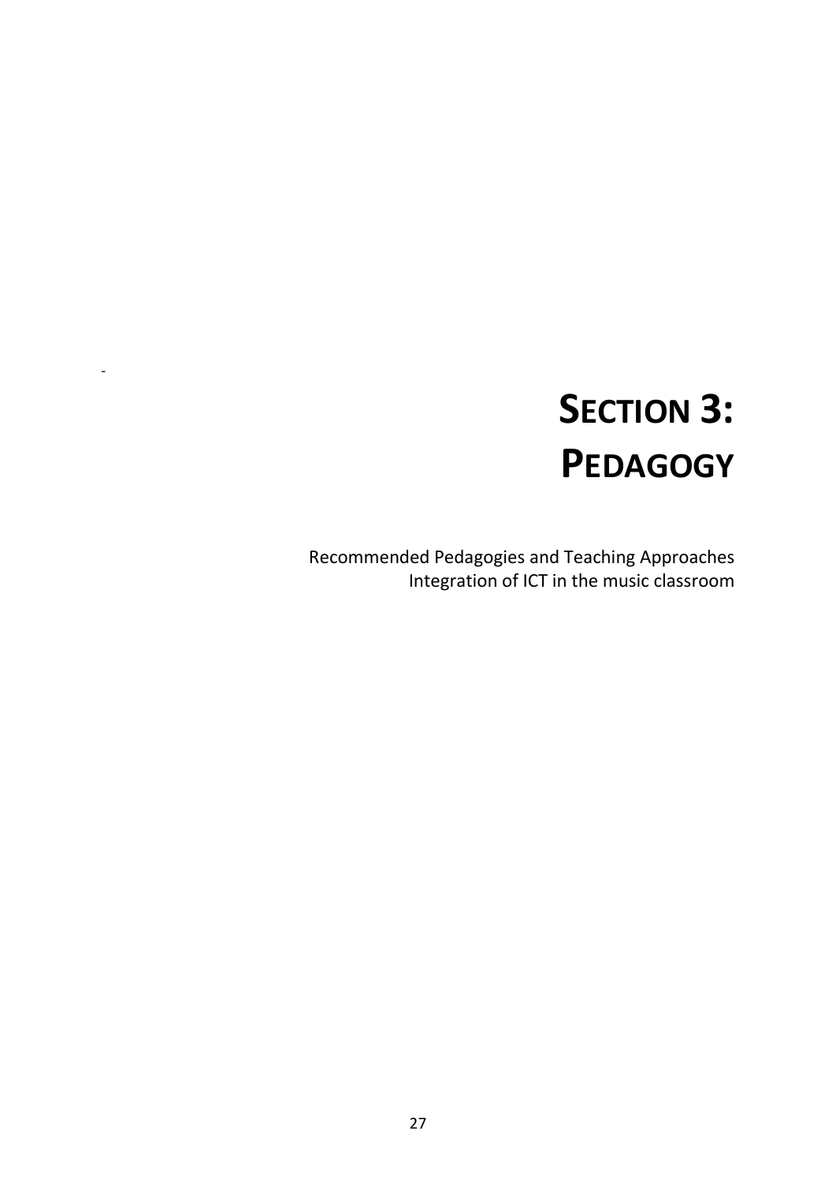# SECTION 3: PEDAGOGY

Recommended Pedagogies and Teaching Approaches
Integration of ICT in the music classroom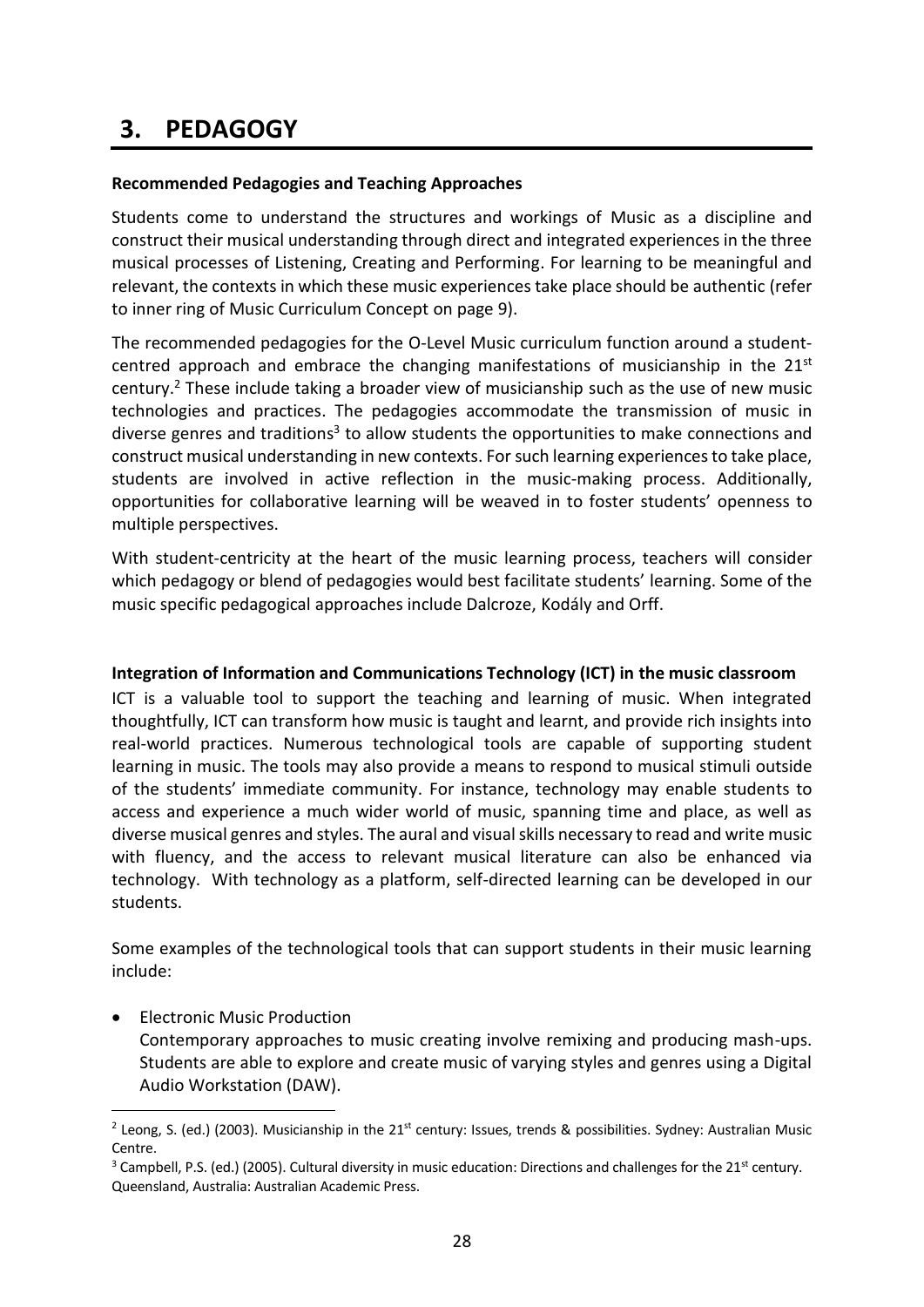# 3. PEDAGOGY

**Recommended Pedagogies and Teaching Approaches**

Students come to understand the structures and workings of Music as a discipline and construct their musical understanding through direct and integrated experiences in the three musical processes of Listening, Creating and Performing. For learning to be meaningful and relevant, the contexts in which these music experiences take place should be authentic (refer to inner ring of Music Curriculum Concept on page 9).

The recommended pedagogies for the O-Level Music curriculum function around a student-centred approach and embrace the changing manifestations of musicianship in the 21st century.[2] These include taking a broader view of musicianship such as the use of new music technologies and practices. The pedagogies accommodate the transmission of music in diverse genres and traditions[3] to allow students the opportunities to make connections and construct musical understanding in new contexts. For such learning experiences to take place, students are involved in active reflection in the music-making process. Additionally, opportunities for collaborative learning will be weaved in to foster students' openness to multiple perspectives.

With student-centricity at the heart of the music learning process, teachers will consider which pedagogy or blend of pedagogies would best facilitate students' learning. Some of the music specific pedagogical approaches include Dalcroze, Kodály and Orff.

**Integration of Information and Communications Technology (ICT) in the music classroom**

ICT is a valuable tool to support the teaching and learning of music. When integrated thoughtfully, ICT can transform how music is taught and learnt, and provide rich insights into real-world practices. Numerous technological tools are capable of supporting student learning in music. The tools may also provide a means to respond to musical stimuli outside of the students' immediate community. For instance, technology may enable students to access and experience a much wider world of music, spanning time and place, as well as diverse musical genres and styles. The aural and visual skills necessary to read and write music with fluency, and the access to relevant musical literature can also be enhanced via technology. With technology as a platform, self-directed learning can be developed in our students.

Some examples of the technological tools that can support students in their music learning include:

- Electronic Music Production
  Contemporary approaches to music creating involve remixing and producing mash-ups. Students are able to explore and create music of varying styles and genres using a Digital Audio Workstation (DAW).

---

[2] Leong, S. (ed.) (2003). Musicianship in the 21st century: Issues, trends & possibilities. Sydney: Australian Music Centre.

[3] Campbell, P.S. (ed.) (2005). Cultural diversity in music education: Directions and challenges for the 21st century. Queensland, Australia: Australian Academic Press.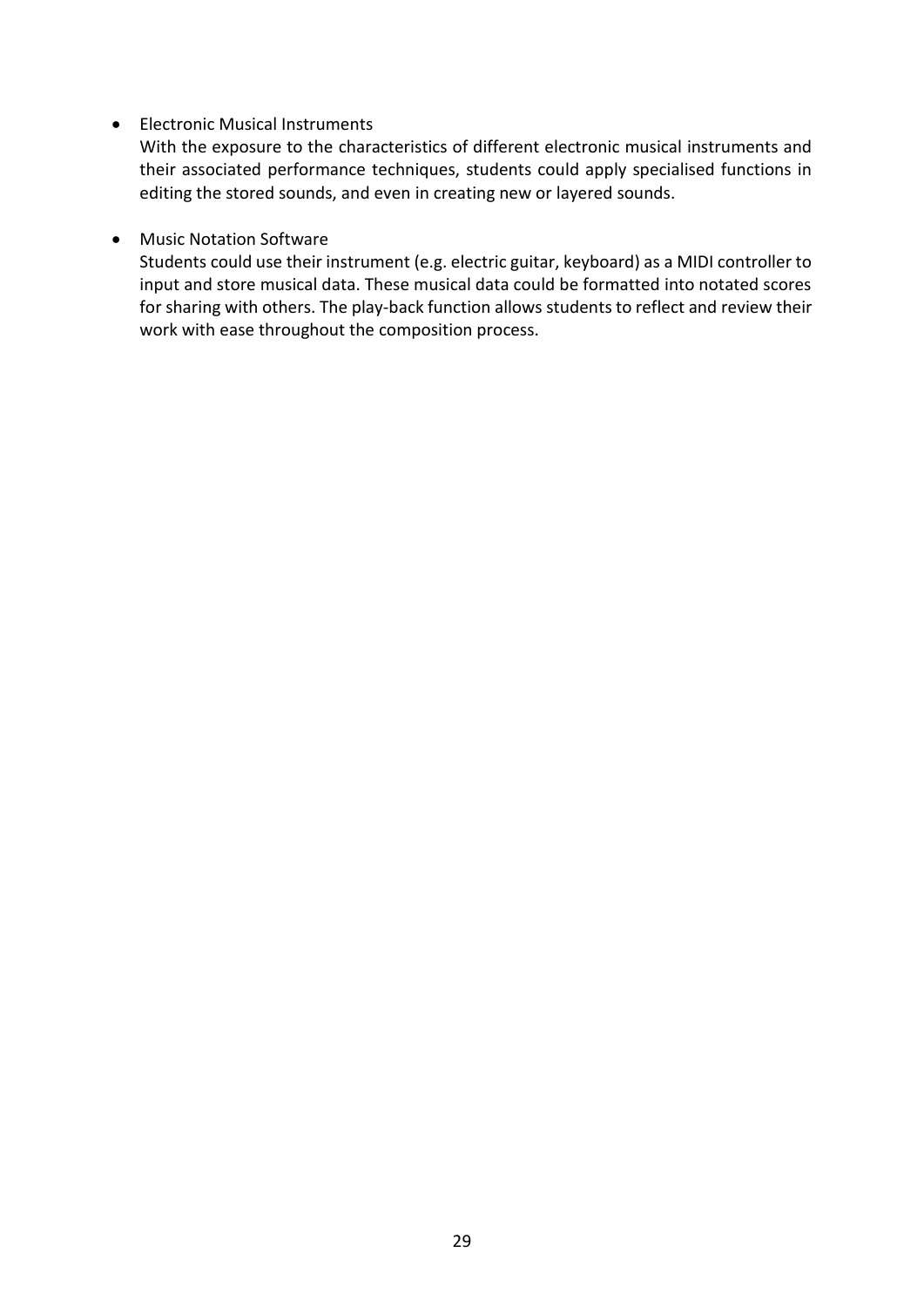- Electronic Musical Instruments
  With the exposure to the characteristics of different electronic musical instruments and their associated performance techniques, students could apply specialised functions in editing the stored sounds, and even in creating new or layered sounds.

- Music Notation Software
  Students could use their instrument (e.g. electric guitar, keyboard) as a MIDI controller to input and store musical data. These musical data could be formatted into notated scores for sharing with others. The play-back function allows students to reflect and review their work with ease throughout the composition process.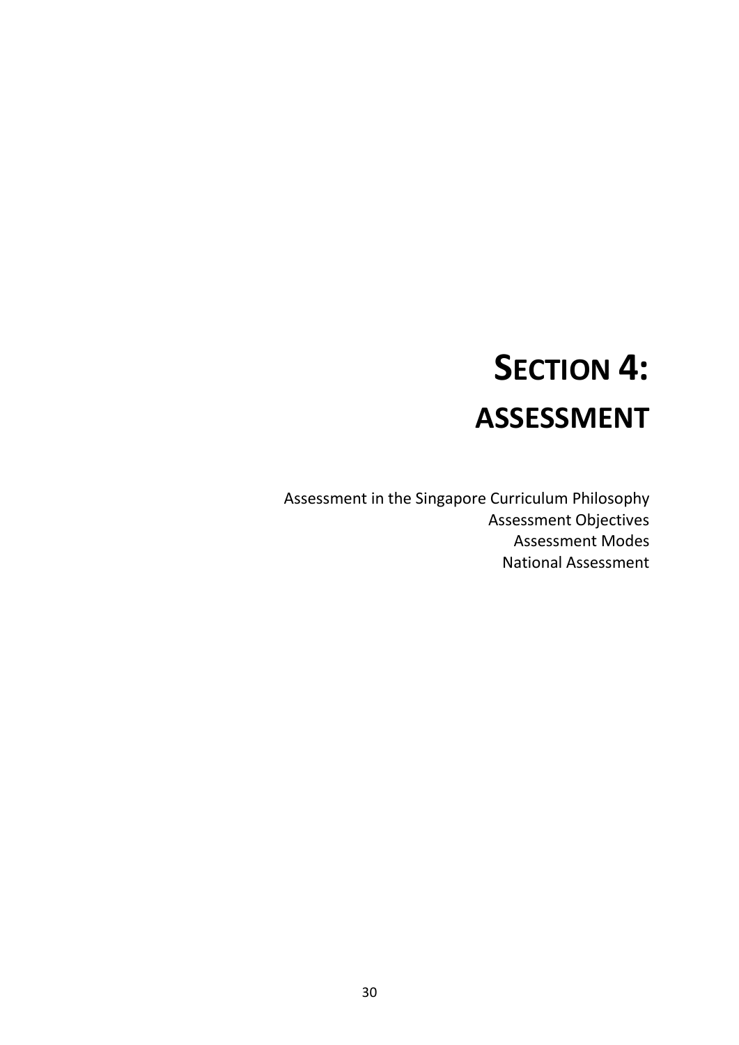# SECTION 4: ASSESSMENT

Assessment in the Singapore Curriculum Philosophy
Assessment Objectives
Assessment Modes
National Assessment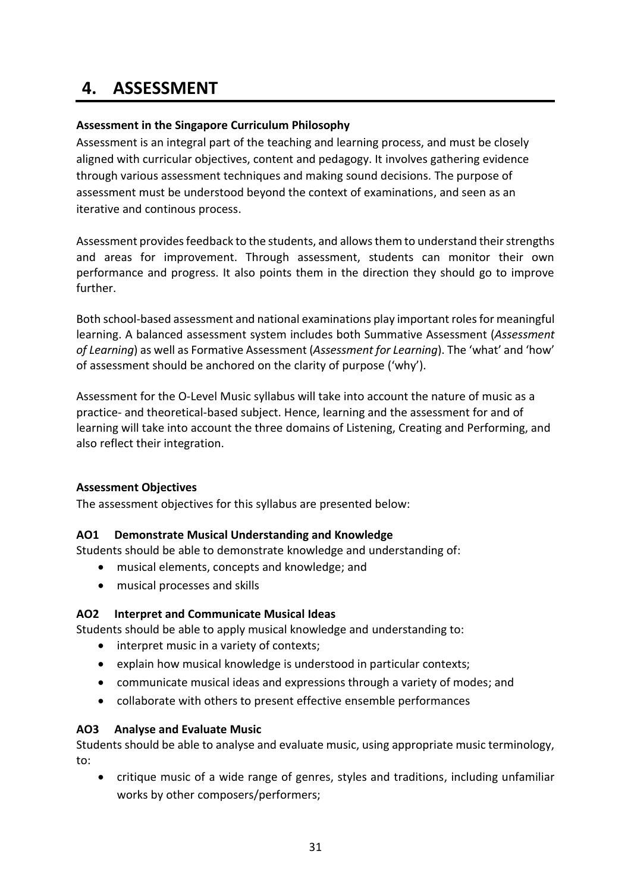# 4. ASSESSMENT

**Assessment in the Singapore Curriculum Philosophy**

Assessment is an integral part of the teaching and learning process, and must be closely aligned with curricular objectives, content and pedagogy. It involves gathering evidence through various assessment techniques and making sound decisions. The purpose of assessment must be understood beyond the context of examinations, and seen as an iterative and continous process.

Assessment provides feedback to the students, and allows them to understand their strengths and areas for improvement. Through assessment, students can monitor their own performance and progress. It also points them in the direction they should go to improve further.

Both school-based assessment and national examinations play important roles for meaningful learning. A balanced assessment system includes both Summative Assessment (*Assessment of Learning*) as well as Formative Assessment (*Assessment for Learning*). The 'what' and 'how' of assessment should be anchored on the clarity of purpose ('why').

Assessment for the O-Level Music syllabus will take into account the nature of music as a practice- and theoretical-based subject. Hence, learning and the assessment for and of learning will take into account the three domains of Listening, Creating and Performing, and also reflect their integration.

**Assessment Objectives**

The assessment objectives for this syllabus are presented below:

**AO1 Demonstrate Musical Understanding and Knowledge**

Students should be able to demonstrate knowledge and understanding of:

- musical elements, concepts and knowledge; and
- musical processes and skills

**AO2 Interpret and Communicate Musical Ideas**

Students should be able to apply musical knowledge and understanding to:

- interpret music in a variety of contexts;
- explain how musical knowledge is understood in particular contexts;
- communicate musical ideas and expressions through a variety of modes; and
- collaborate with others to present effective ensemble performances

**AO3 Analyse and Evaluate Music**

Students should be able to analyse and evaluate music, using appropriate music terminology, to:

- critique music of a wide range of genres, styles and traditions, including unfamiliar works by other composers/performers;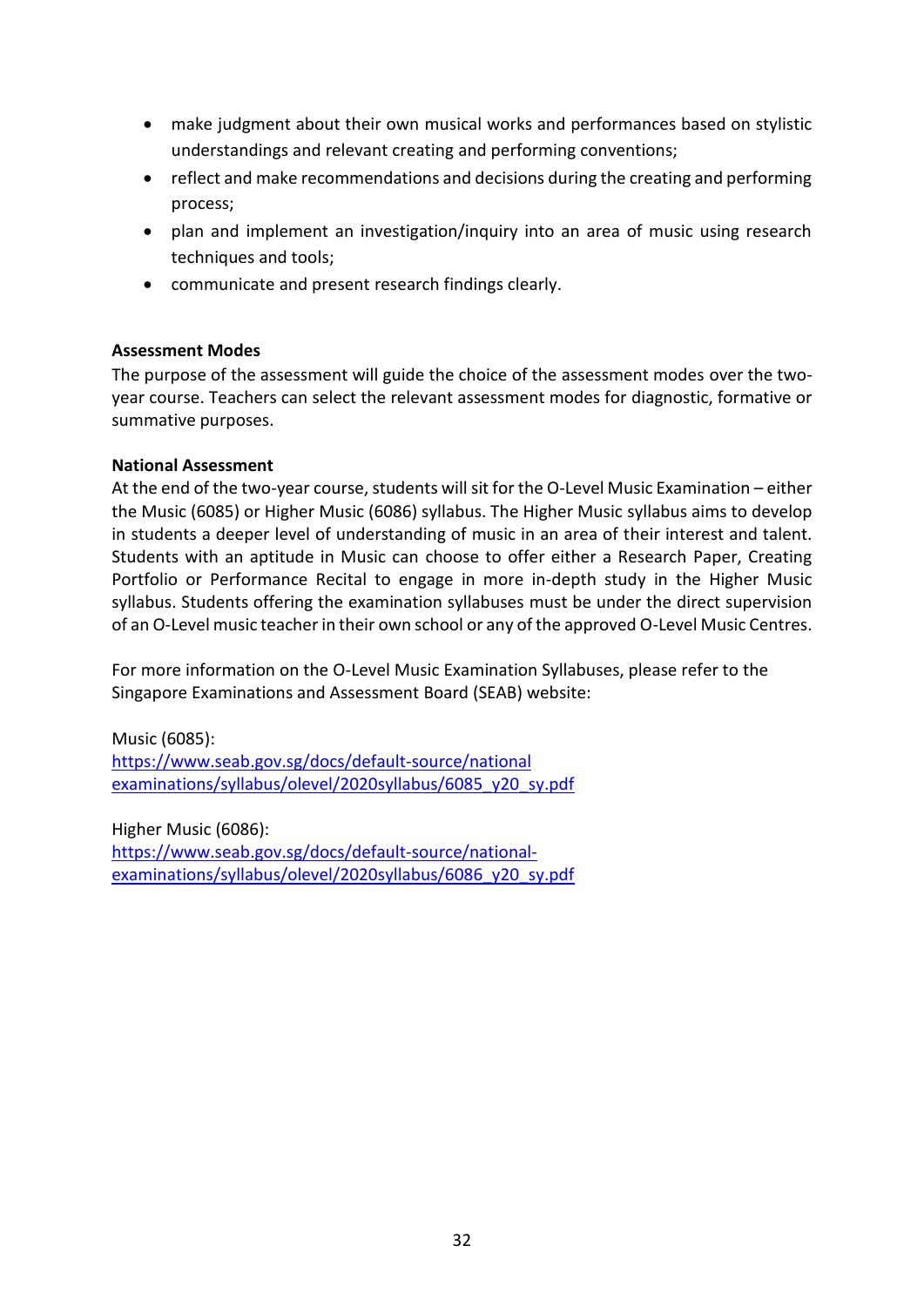- make judgment about their own musical works and performances based on stylistic understandings and relevant creating and performing conventions;
- reflect and make recommendations and decisions during the creating and performing process;
- plan and implement an investigation/inquiry into an area of music using research techniques and tools;
- communicate and present research findings clearly.

**Assessment Modes**

The purpose of the assessment will guide the choice of the assessment modes over the two-year course. Teachers can select the relevant assessment modes for diagnostic, formative or summative purposes.

**National Assessment**

At the end of the two-year course, students will sit for the O-Level Music Examination – either the Music (6085) or Higher Music (6086) syllabus. The Higher Music syllabus aims to develop in students a deeper level of understanding of music in an area of their interest and talent. Students with an aptitude in Music can choose to offer either a Research Paper, Creating Portfolio or Performance Recital to engage in more in-depth study in the Higher Music syllabus. Students offering the examination syllabuses must be under the direct supervision of an O-Level music teacher in their own school or any of the approved O-Level Music Centres.

For more information on the O-Level Music Examination Syllabuses, please refer to the Singapore Examinations and Assessment Board (SEAB) website:

Music (6085):
https://www.seab.gov.sg/docs/default-source/national examinations/syllabus/olevel/2020syllabus/6085_y20_sy.pdf

Higher Music (6086):
https://www.seab.gov.sg/docs/default-source/national-examinations/syllabus/olevel/2020syllabus/6086_y20_sy.pdf